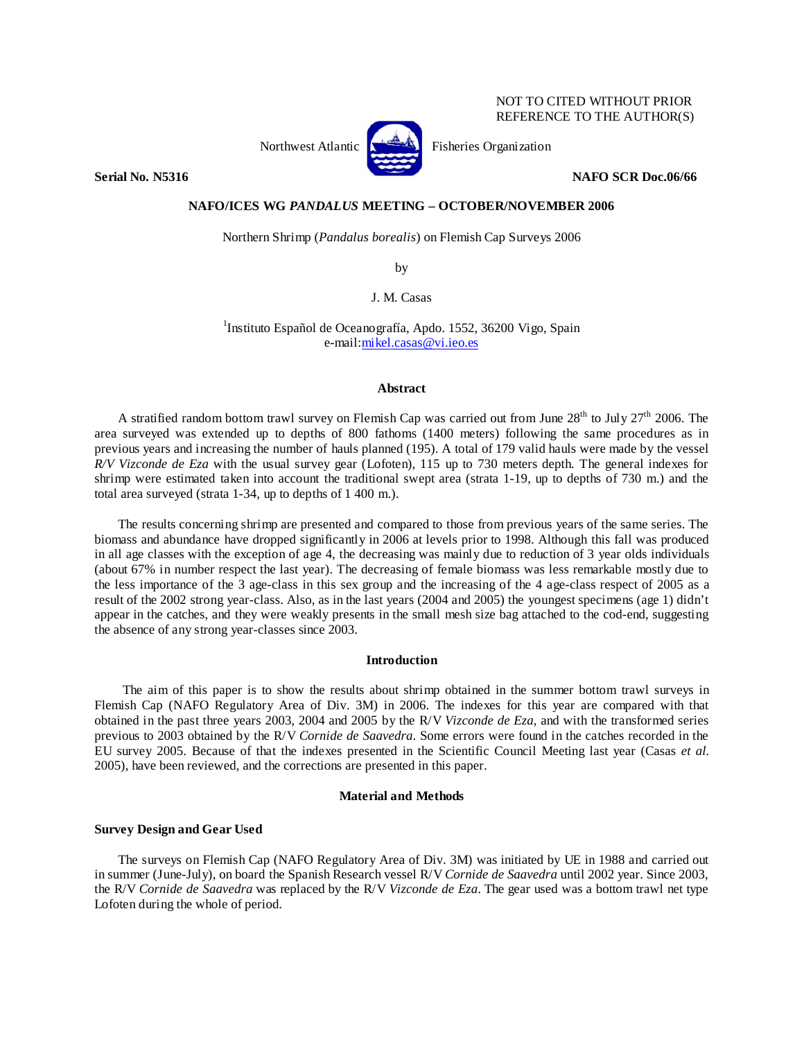NOT TO CITED WITHOUT PRIOR REFERENCE TO THE AUTHOR(S)

Northwest Atlantic Fisheries Organization

**Serial No. N5316** **NAFO SCR Doc.06/66**

**NAFO/ICES WG *PANDALUS* MEETING – OCTOBER/NOVEMBER 2006**

Northern Shrimp (*Pandalus borealis*) on Flemish Cap Surveys 2006

by

J. M. Casas

[1]Instituto Español de Oceanografía, Apdo. 1552, 36200 Vigo, Spain
e-mail:mikel.casas@vi.ieo.es

## Abstract

A stratified random bottom trawl survey on Flemish Cap was carried out from June 28th to July 27th 2006. The area surveyed was extended up to depths of 800 fathoms (1400 meters) following the same procedures as in previous years and increasing the number of hauls planned (195). A total of 179 valid hauls were made by the vessel *R/V Vizconde de Eza* with the usual survey gear (Lofoten), 115 up to 730 meters depth. The general indexes for shrimp were estimated taken into account the traditional swept area (strata 1-19, up to depths of 730 m.) and the total area surveyed (strata 1-34, up to depths of 1 400 m.).

The results concerning shrimp are presented and compared to those from previous years of the same series. The biomass and abundance have dropped significantly in 2006 at levels prior to 1998. Although this fall was produced in all age classes with the exception of age 4, the decreasing was mainly due to reduction of 3 year olds individuals (about 67% in number respect the last year). The decreasing of female biomass was less remarkable mostly due to the less importance of the 3 age-class in this sex group and the increasing of the 4 age-class respect of 2005 as a result of the 2002 strong year-class. Also, as in the last years (2004 and 2005) the youngest specimens (age 1) didn't appear in the catches, and they were weakly presents in the small mesh size bag attached to the cod-end, suggesting the absence of any strong year-classes since 2003.

## Introduction

The aim of this paper is to show the results about shrimp obtained in the summer bottom trawl surveys in Flemish Cap (NAFO Regulatory Area of Div. 3M) in 2006. The indexes for this year are compared with that obtained in the past three years 2003, 2004 and 2005 by the R/V *Vizconde de Eza*, and with the transformed series previous to 2003 obtained by the R/V *Cornide de Saavedra*. Some errors were found in the catches recorded in the EU survey 2005. Because of that the indexes presented in the Scientific Council Meeting last year (Casas *et al.* 2005), have been reviewed, and the corrections are presented in this paper.

## Material and Methods

### Survey Design and Gear Used

The surveys on Flemish Cap (NAFO Regulatory Area of Div. 3M) was initiated by UE in 1988 and carried out in summer (June-July), on board the Spanish Research vessel R/V *Cornide de Saavedra* until 2002 year. Since 2003, the R/V *Cornide de Saavedra* was replaced by the R/V *Vizconde de Eza*. The gear used was a bottom trawl net type Lofoten during the whole of period.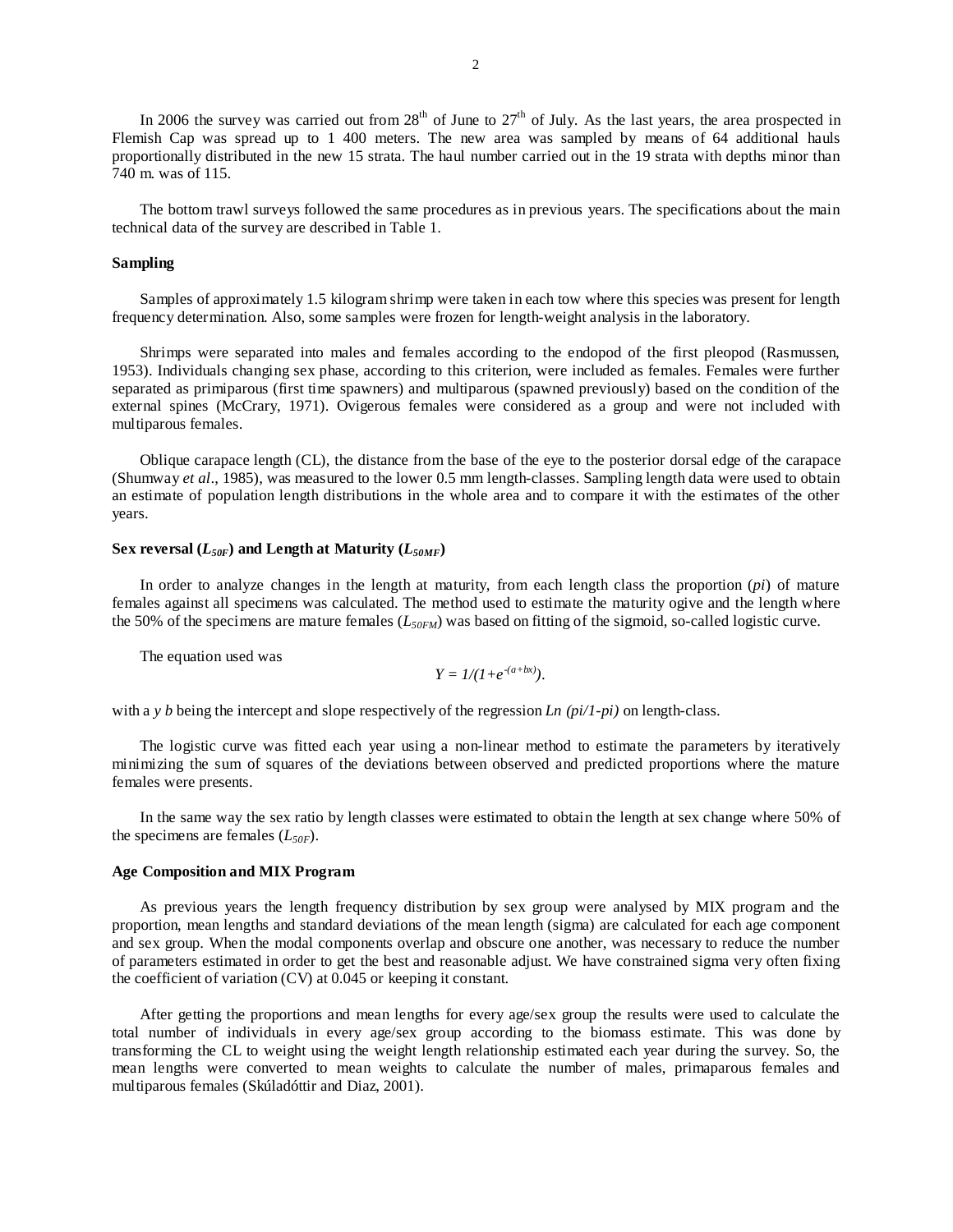In 2006 the survey was carried out from 28[th] of June to 27[th] of July. As the last years, the area prospected in Flemish Cap was spread up to 1 400 meters. The new area was sampled by means of 64 additional hauls proportionally distributed in the new 15 strata. The haul number carried out in the 19 strata with depths minor than 740 m. was of 115.

The bottom trawl surveys followed the same procedures as in previous years. The specifications about the main technical data of the survey are described in Table 1.

**Sampling**

Samples of approximately 1.5 kilogram shrimp were taken in each tow where this species was present for length frequency determination. Also, some samples were frozen for length-weight analysis in the laboratory.

Shrimps were separated into males and females according to the endopod of the first pleopod (Rasmussen, 1953). Individuals changing sex phase, according to this criterion, were included as females. Females were further separated as primiparous (first time spawners) and multiparous (spawned previously) based on the condition of the external spines (McCrary, 1971). Ovigerous females were considered as a group and were not included with multiparous females.

Oblique carapace length (CL), the distance from the base of the eye to the posterior dorsal edge of the carapace (Shumway *et al*., 1985), was measured to the lower 0.5 mm length-classes. Sampling length data were used to obtain an estimate of population length distributions in the whole area and to compare it with the estimates of the other years.

**Sex reversal ($L_{50F}$) and Length at Maturity ($L_{50MF}$)**

In order to analyze changes in the length at maturity, from each length class the proportion ($pi$) of mature females against all specimens was calculated. The method used to estimate the maturity ogive and the length where the 50% of the specimens are mature females ($L_{50FM}$) was based on fitting of the sigmoid, so-called logistic curve.

The equation used was

$$Y = 1/(1+e^{-(a+bx)}).$$

with a *y b* being the intercept and slope respectively of the regression $Ln\ (pi/1\text{-}pi)$ on length-class.

The logistic curve was fitted each year using a non-linear method to estimate the parameters by iteratively minimizing the sum of squares of the deviations between observed and predicted proportions where the mature females were presents.

In the same way the sex ratio by length classes were estimated to obtain the length at sex change where 50% of the specimens are females ($L_{50F}$).

**Age Composition and MIX Program**

As previous years the length frequency distribution by sex group were analysed by MIX program and the proportion, mean lengths and standard deviations of the mean length (sigma) are calculated for each age component and sex group. When the modal components overlap and obscure one another, was necessary to reduce the number of parameters estimated in order to get the best and reasonable adjust. We have constrained sigma very often fixing the coefficient of variation (CV) at 0.045 or keeping it constant.

After getting the proportions and mean lengths for every age/sex group the results were used to calculate the total number of individuals in every age/sex group according to the biomass estimate. This was done by transforming the CL to weight using the weight length relationship estimated each year during the survey. So, the mean lengths were converted to mean weights to calculate the number of males, primaparous females and multiparous females (Skúladóttir and Diaz, 2001).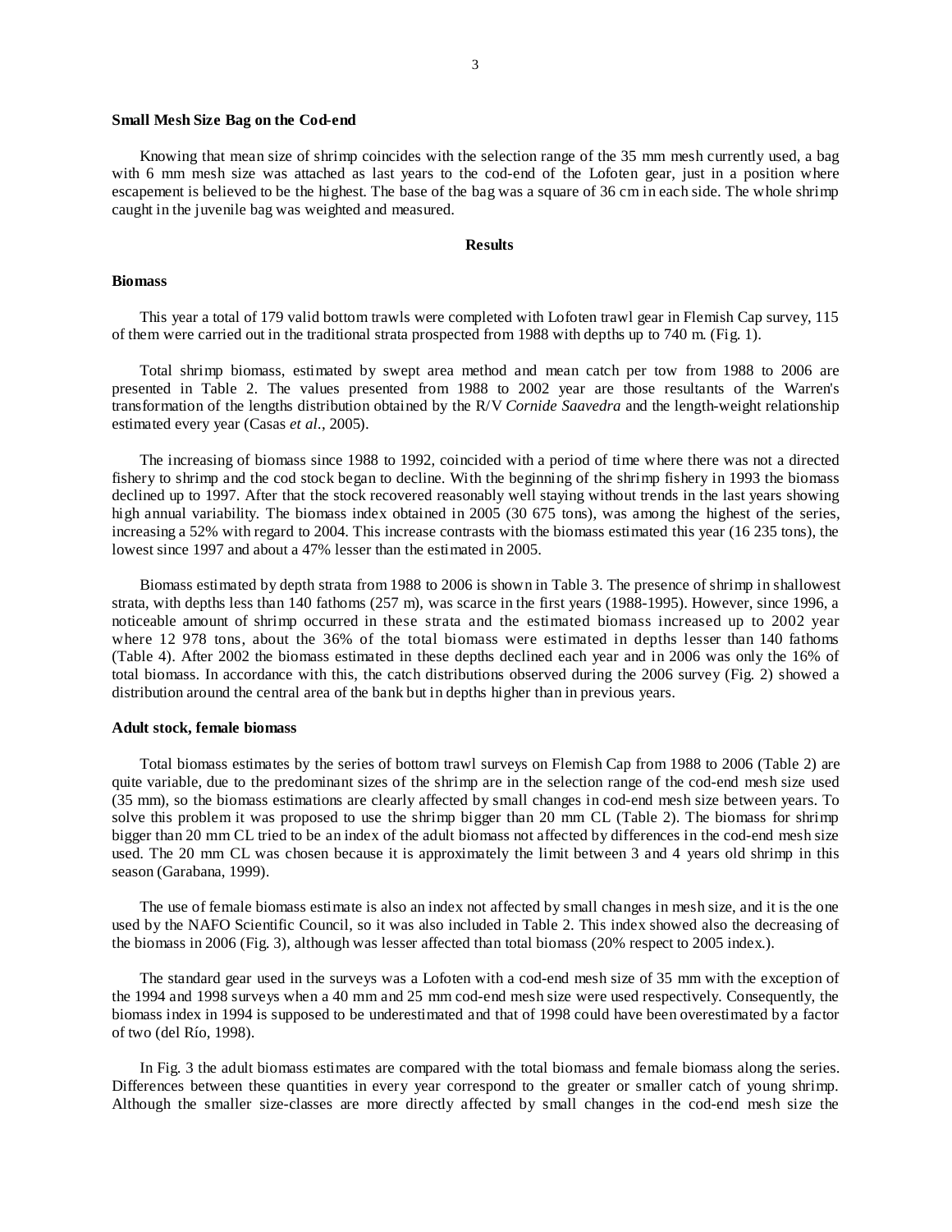**Small Mesh Size Bag on the Cod-end**

Knowing that mean size of shrimp coincides with the selection range of the 35 mm mesh currently used, a bag with 6 mm mesh size was attached as last years to the cod-end of the Lofoten gear, just in a position where escapement is believed to be the highest. The base of the bag was a square of 36 cm in each side. The whole shrimp caught in the juvenile bag was weighted and measured.

## Results

**Biomass**

This year a total of 179 valid bottom trawls were completed with Lofoten trawl gear in Flemish Cap survey, 115 of them were carried out in the traditional strata prospected from 1988 with depths up to 740 m. (Fig. 1).

Total shrimp biomass, estimated by swept area method and mean catch per tow from 1988 to 2006 are presented in Table 2. The values presented from 1988 to 2002 year are those resultants of the Warren's transformation of the lengths distribution obtained by the R/V *Cornide Saavedra* and the length-weight relationship estimated every year (Casas *et al.*, 2005).

The increasing of biomass since 1988 to 1992, coincided with a period of time where there was not a directed fishery to shrimp and the cod stock began to decline. With the beginning of the shrimp fishery in 1993 the biomass declined up to 1997. After that the stock recovered reasonably well staying without trends in the last years showing high annual variability. The biomass index obtained in 2005 (30 675 tons), was among the highest of the series, increasing a 52% with regard to 2004. This increase contrasts with the biomass estimated this year (16 235 tons), the lowest since 1997 and about a 47% lesser than the estimated in 2005.

Biomass estimated by depth strata from 1988 to 2006 is shown in Table 3. The presence of shrimp in shallowest strata, with depths less than 140 fathoms (257 m), was scarce in the first years (1988-1995). However, since 1996, a noticeable amount of shrimp occurred in these strata and the estimated biomass increased up to 2002 year where 12 978 tons, about the 36% of the total biomass were estimated in depths lesser than 140 fathoms (Table 4). After 2002 the biomass estimated in these depths declined each year and in 2006 was only the 16% of total biomass. In accordance with this, the catch distributions observed during the 2006 survey (Fig. 2) showed a distribution around the central area of the bank but in depths higher than in previous years.

**Adult stock, female biomass**

Total biomass estimates by the series of bottom trawl surveys on Flemish Cap from 1988 to 2006 (Table 2) are quite variable, due to the predominant sizes of the shrimp are in the selection range of the cod-end mesh size used (35 mm), so the biomass estimations are clearly affected by small changes in cod-end mesh size between years. To solve this problem it was proposed to use the shrimp bigger than 20 mm CL (Table 2). The biomass for shrimp bigger than 20 mm CL tried to be an index of the adult biomass not affected by differences in the cod-end mesh size used. The 20 mm CL was chosen because it is approximately the limit between 3 and 4 years old shrimp in this season (Garabana, 1999).

The use of female biomass estimate is also an index not affected by small changes in mesh size, and it is the one used by the NAFO Scientific Council, so it was also included in Table 2. This index showed also the decreasing of the biomass in 2006 (Fig. 3), although was lesser affected than total biomass (20% respect to 2005 index.).

The standard gear used in the surveys was a Lofoten with a cod-end mesh size of 35 mm with the exception of the 1994 and 1998 surveys when a 40 mm and 25 mm cod-end mesh size were used respectively. Consequently, the biomass index in 1994 is supposed to be underestimated and that of 1998 could have been overestimated by a factor of two (del Río, 1998).

In Fig. 3 the adult biomass estimates are compared with the total biomass and female biomass along the series. Differences between these quantities in every year correspond to the greater or smaller catch of young shrimp. Although the smaller size-classes are more directly affected by small changes in the cod-end mesh size the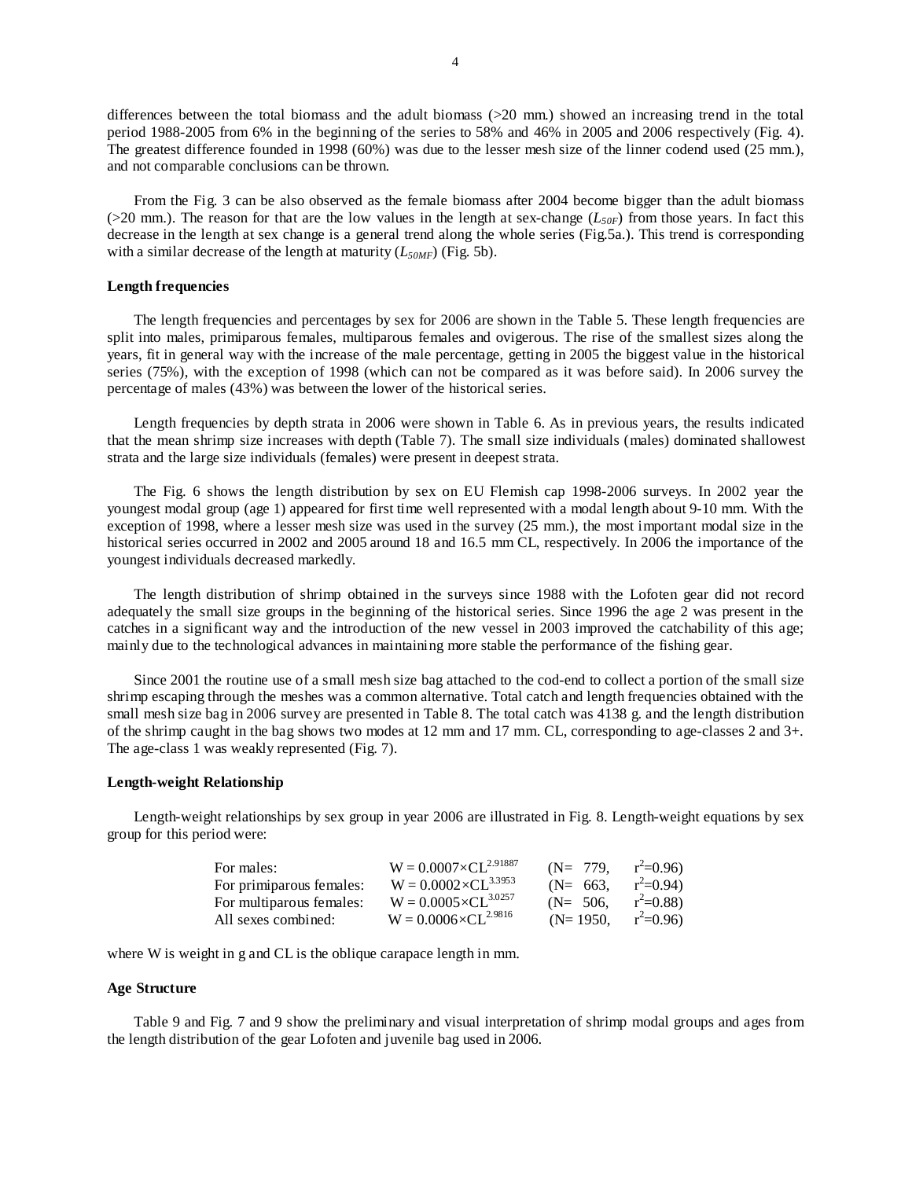differences between the total biomass and the adult biomass (>20 mm.) showed an increasing trend in the total period 1988-2005 from 6% in the beginning of the series to 58% and 46% in 2005 and 2006 respectively (Fig. 4). The greatest difference founded in 1998 (60%) was due to the lesser mesh size of the linner codend used (25 mm.), and not comparable conclusions can be thrown.

From the Fig. 3 can be also observed as the female biomass after 2004 become bigger than the adult biomass (>20 mm.). The reason for that are the low values in the length at sex-change ($L_{50F}$) from those years. In fact this decrease in the length at sex change is a general trend along the whole series (Fig.5a.). This trend is corresponding with a similar decrease of the length at maturity ($L_{50MF}$) (Fig. 5b).

**Length frequencies**

The length frequencies and percentages by sex for 2006 are shown in the Table 5. These length frequencies are split into males, primiparous females, multiparous females and ovigerous. The rise of the smallest sizes along the years, fit in general way with the increase of the male percentage, getting in 2005 the biggest value in the historical series (75%), with the exception of 1998 (which can not be compared as it was before said). In 2006 survey the percentage of males (43%) was between the lower of the historical series.

Length frequencies by depth strata in 2006 were shown in Table 6. As in previous years, the results indicated that the mean shrimp size increases with depth (Table 7). The small size individuals (males) dominated shallowest strata and the large size individuals (females) were present in deepest strata.

The Fig. 6 shows the length distribution by sex on EU Flemish cap 1998-2006 surveys. In 2002 year the youngest modal group (age 1) appeared for first time well represented with a modal length about 9-10 mm. With the exception of 1998, where a lesser mesh size was used in the survey (25 mm.), the most important modal size in the historical series occurred in 2002 and 2005 around 18 and 16.5 mm CL, respectively. In 2006 the importance of the youngest individuals decreased markedly.

The length distribution of shrimp obtained in the surveys since 1988 with the Lofoten gear did not record adequately the small size groups in the beginning of the historical series. Since 1996 the age 2 was present in the catches in a significant way and the introduction of the new vessel in 2003 improved the catchability of this age; mainly due to the technological advances in maintaining more stable the performance of the fishing gear.

Since 2001 the routine use of a small mesh size bag attached to the cod-end to collect a portion of the small size shrimp escaping through the meshes was a common alternative. Total catch and length frequencies obtained with the small mesh size bag in 2006 survey are presented in Table 8. The total catch was 4138 g. and the length distribution of the shrimp caught in the bag shows two modes at 12 mm and 17 mm. CL, corresponding to age-classes 2 and 3+. The age-class 1 was weakly represented (Fig. 7).

**Length-weight Relationship**

Length-weight relationships by sex group in year 2006 are illustrated in Fig. 8. Length-weight equations by sex group for this period were:

| | | | |
|---|---|---|---|
| For males: | $W = 0.0007 \times CL^{2.91887}$ | (N= 779, | $r^2$=0.96) |
| For primiparous females: | $W = 0.0002 \times CL^{3.3953}$ | (N= 663, | $r^2$=0.94) |
| For multiparous females: | $W = 0.0005 \times CL^{3.0257}$ | (N= 506, | $r^2$=0.88) |
| All sexes combined: | $W = 0.0006 \times CL^{2.9816}$ | (N= 1950, | $r^2$=0.96) |

where W is weight in g and CL is the oblique carapace length in mm.

**Age Structure**

Table 9 and Fig. 7 and 9 show the preliminary and visual interpretation of shrimp modal groups and ages from the length distribution of the gear Lofoten and juvenile bag used in 2006.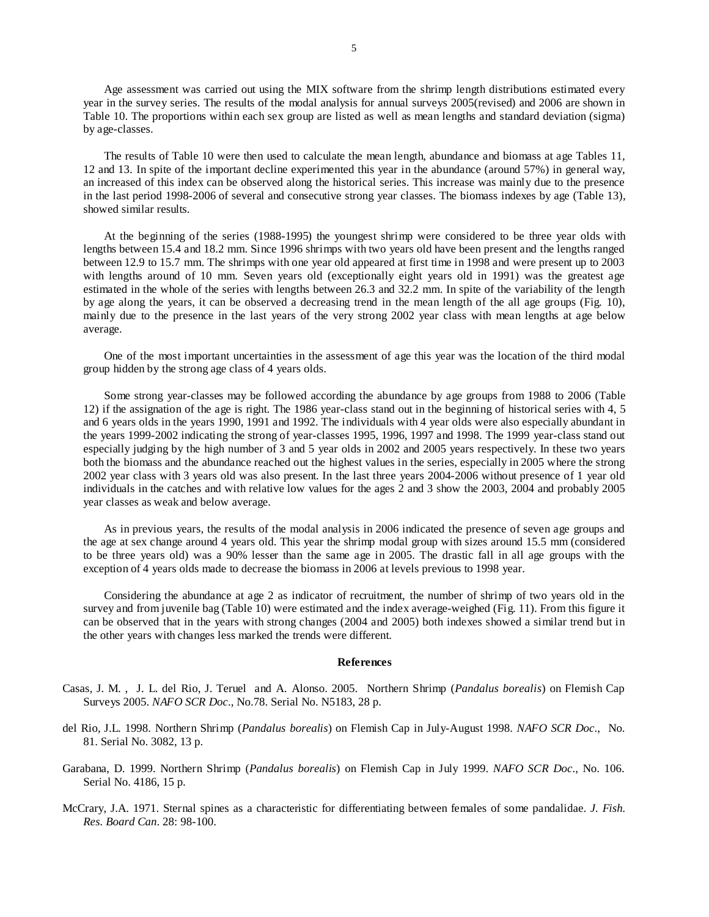Age assessment was carried out using the MIX software from the shrimp length distributions estimated every year in the survey series. The results of the modal analysis for annual surveys 2005(revised) and 2006 are shown in Table 10. The proportions within each sex group are listed as well as mean lengths and standard deviation (sigma) by age-classes.

The results of Table 10 were then used to calculate the mean length, abundance and biomass at age Tables 11, 12 and 13. In spite of the important decline experimented this year in the abundance (around 57%) in general way, an increased of this index can be observed along the historical series. This increase was mainly due to the presence in the last period 1998-2006 of several and consecutive strong year classes. The biomass indexes by age (Table 13), showed similar results.

At the beginning of the series (1988-1995) the youngest shrimp were considered to be three year olds with lengths between 15.4 and 18.2 mm. Since 1996 shrimps with two years old have been present and the lengths ranged between 12.9 to 15.7 mm. The shrimps with one year old appeared at first time in 1998 and were present up to 2003 with lengths around of 10 mm. Seven years old (exceptionally eight years old in 1991) was the greatest age estimated in the whole of the series with lengths between 26.3 and 32.2 mm. In spite of the variability of the length by age along the years, it can be observed a decreasing trend in the mean length of the all age groups (Fig. 10), mainly due to the presence in the last years of the very strong 2002 year class with mean lengths at age below average.

One of the most important uncertainties in the assessment of age this year was the location of the third modal group hidden by the strong age class of 4 years olds.

Some strong year-classes may be followed according the abundance by age groups from 1988 to 2006 (Table 12) if the assignation of the age is right. The 1986 year-class stand out in the beginning of historical series with 4, 5 and 6 years olds in the years 1990, 1991 and 1992. The individuals with 4 year olds were also especially abundant in the years 1999-2002 indicating the strong of year-classes 1995, 1996, 1997 and 1998. The 1999 year-class stand out especially judging by the high number of 3 and 5 year olds in 2002 and 2005 years respectively. In these two years both the biomass and the abundance reached out the highest values in the series, especially in 2005 where the strong 2002 year class with 3 years old was also present. In the last three years 2004-2006 without presence of 1 year old individuals in the catches and with relative low values for the ages 2 and 3 show the 2003, 2004 and probably 2005 year classes as weak and below average.

As in previous years, the results of the modal analysis in 2006 indicated the presence of seven age groups and the age at sex change around 4 years old. This year the shrimp modal group with sizes around 15.5 mm (considered to be three years old) was a 90% lesser than the same age in 2005. The drastic fall in all age groups with the exception of 4 years olds made to decrease the biomass in 2006 at levels previous to 1998 year.

Considering the abundance at age 2 as indicator of recruitment, the number of shrimp of two years old in the survey and from juvenile bag (Table 10) were estimated and the index average-weighed (Fig. 11). From this figure it can be observed that in the years with strong changes (2004 and 2005) both indexes showed a similar trend but in the other years with changes less marked the trends were different.

## References

Casas, J. M. , J. L. del Rio, J. Teruel and A. Alonso. 2005. Northern Shrimp (*Pandalus borealis*) on Flemish Cap Surveys 2005. *NAFO SCR Doc*., No.78. Serial No. N5183, 28 p.

del Rio, J.L. 1998. Northern Shrimp (*Pandalus borealis*) on Flemish Cap in July-August 1998. *NAFO SCR Doc*., No. 81. Serial No. 3082, 13 p.

Garabana, D. 1999. Northern Shrimp (*Pandalus borealis*) on Flemish Cap in July 1999. *NAFO SCR Doc*., No. 106. Serial No. 4186, 15 p.

McCrary, J.A. 1971. Sternal spines as a characteristic for differentiating between females of some pandalidae. *J. Fish. Res. Board Can*. 28: 98-100.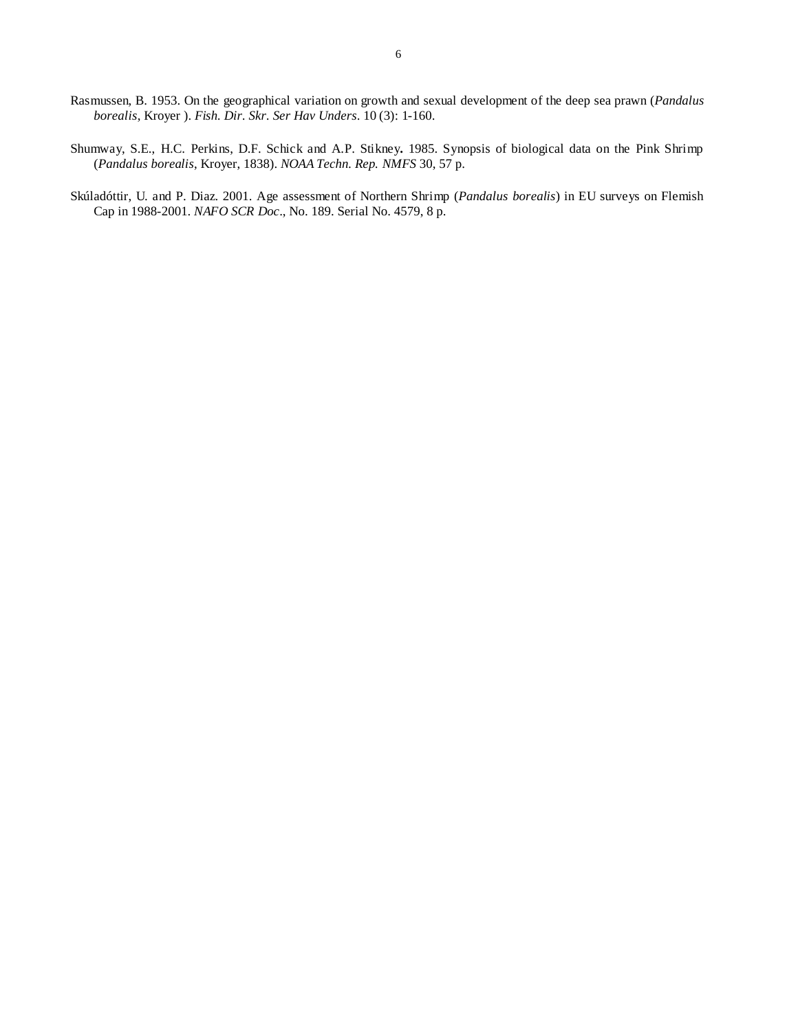Rasmussen, B. 1953. On the geographical variation on growth and sexual development of the deep sea prawn (*Pandalus borealis*, Kroyer ). *Fish. Dir. Skr. Ser Hav Unders*. 10 (3): 1-160.

Shumway, S.E., H.C. Perkins, D.F. Schick and A.P. Stikney**.** 1985. Synopsis of biological data on the Pink Shrimp (*Pandalus borealis*, Kroyer, 1838). *NOAA Techn. Rep. NMFS* 30, 57 p.

Skúladóttir, U. and P. Diaz. 2001. Age assessment of Northern Shrimp (*Pandalus borealis*) in EU surveys on Flemish Cap in 1988-2001. *NAFO SCR Doc*., No. 189. Serial No. 4579, 8 p.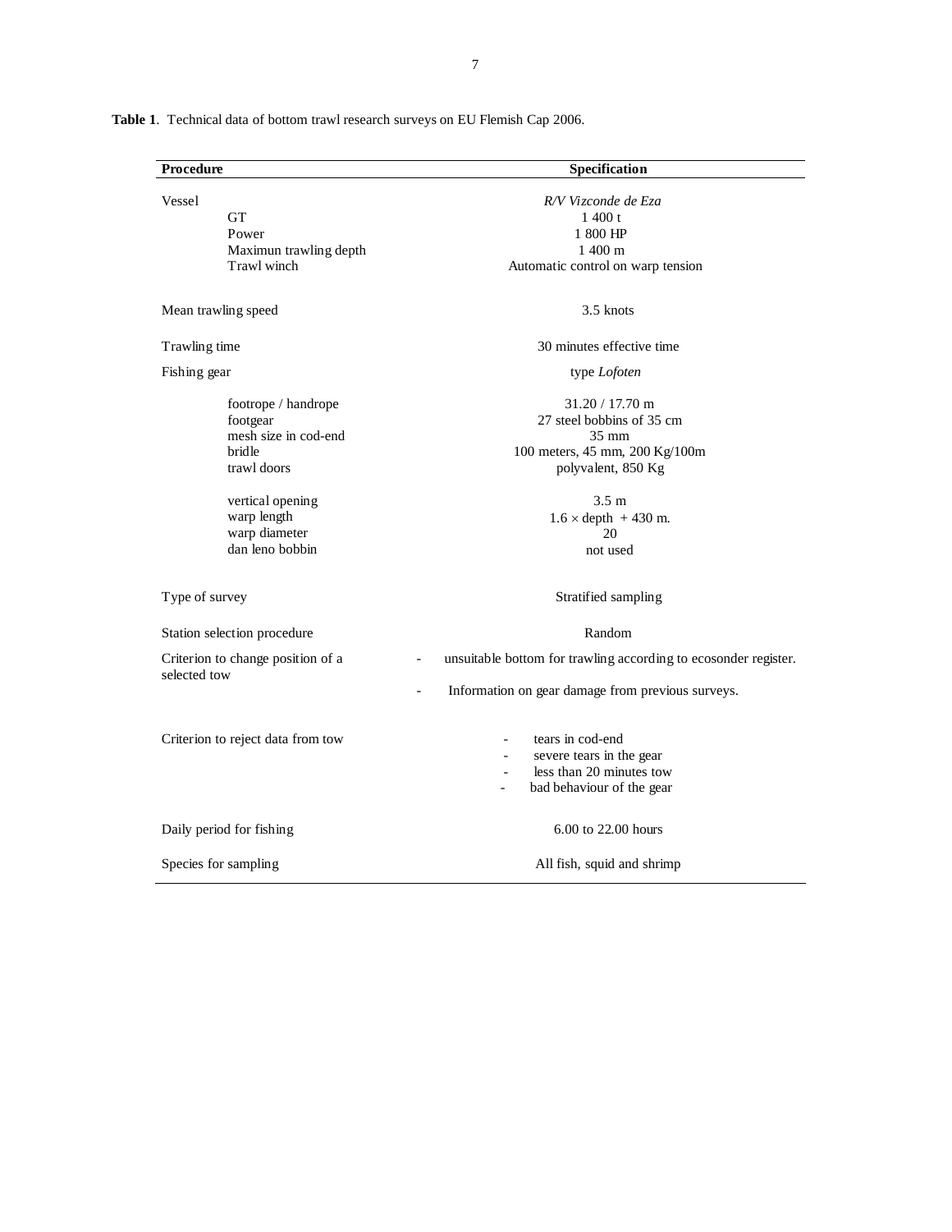**Table 1**. Technical data of bottom trawl research surveys on EU Flemish Cap 2006.

| Procedure | Specification |
|---|---|
| Vessel | *R/V Vizconde de Eza* |
| GT | 1 400 t |
| Power | 1 800 HP |
| Maximun trawling depth | 1 400 m |
| Trawl winch | Automatic control on warp tension |
| Mean trawling speed | 3.5 knots |
| Trawling time | 30 minutes effective time |
| Fishing gear | type *Lofoten* |
| footrope / handrope | 31.20 / 17.70 m |
| footgear | 27 steel bobbins of 35 cm |
| mesh size in cod-end | 35 mm |
| bridle | 100 meters, 45 mm, 200 Kg/100m |
| trawl doors | polyvalent, 850 Kg |
| vertical opening | 3.5 m |
| warp length | $1.6 \times$ depth + 430 m. |
| warp diameter | 20 |
| dan leno bobbin | not used |
| Type of survey | Stratified sampling |
| Station selection procedure | Random |
| Criterion to change position of a selected tow | - unsuitable bottom for trawling according to ecosonder register.<br>- Information on gear damage from previous surveys. |
| Criterion to reject data from tow | - tears in cod-end<br>- severe tears in the gear<br>- less than 20 minutes tow<br>- bad behaviour of the gear |
| Daily period for fishing | 6.00 to 22.00 hours |
| Species for sampling | All fish, squid and shrimp |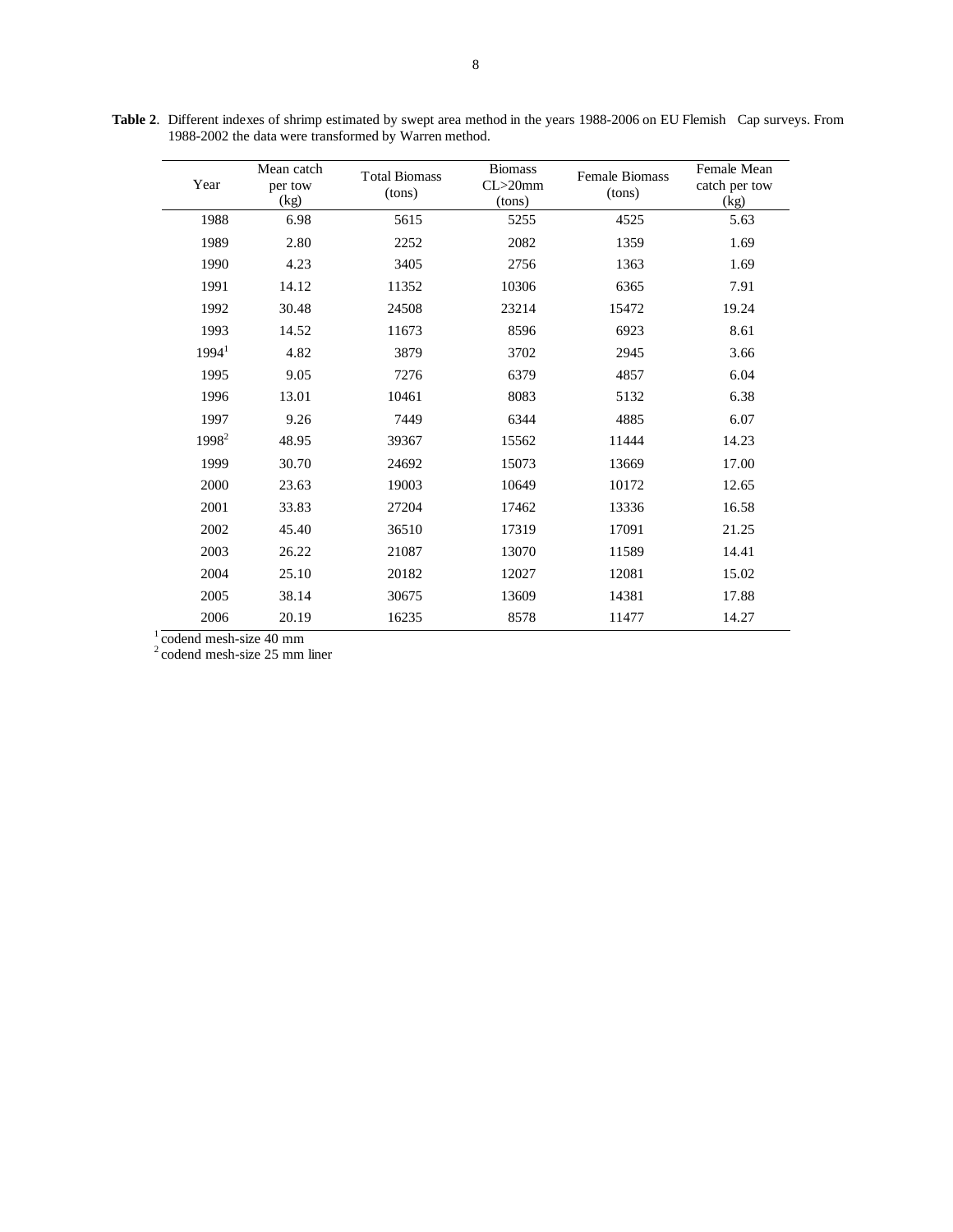**Table 2**. Different indexes of shrimp estimated by swept area method in the years 1988-2006 on EU Flemish Cap surveys. From 1988-2002 the data were transformed by Warren method.

| Year | Mean catch per tow (kg) | Total Biomass (tons) | Biomass CL>20mm (tons) | Female Biomass (tons) | Female Mean catch per tow (kg) |
|---|---|---|---|---|---|
| 1988 | 6.98 | 5615 | 5255 | 4525 | 5.63 |
| 1989 | 2.80 | 2252 | 2082 | 1359 | 1.69 |
| 1990 | 4.23 | 3405 | 2756 | 1363 | 1.69 |
| 1991 | 14.12 | 11352 | 10306 | 6365 | 7.91 |
| 1992 | 30.48 | 24508 | 23214 | 15472 | 19.24 |
| 1993 | 14.52 | 11673 | 8596 | 6923 | 8.61 |
| 1994[1] | 4.82 | 3879 | 3702 | 2945 | 3.66 |
| 1995 | 9.05 | 7276 | 6379 | 4857 | 6.04 |
| 1996 | 13.01 | 10461 | 8083 | 5132 | 6.38 |
| 1997 | 9.26 | 7449 | 6344 | 4885 | 6.07 |
| 1998[2] | 48.95 | 39367 | 15562 | 11444 | 14.23 |
| 1999 | 30.70 | 24692 | 15073 | 13669 | 17.00 |
| 2000 | 23.63 | 19003 | 10649 | 10172 | 12.65 |
| 2001 | 33.83 | 27204 | 17462 | 13336 | 16.58 |
| 2002 | 45.40 | 36510 | 17319 | 17091 | 21.25 |
| 2003 | 26.22 | 21087 | 13070 | 11589 | 14.41 |
| 2004 | 25.10 | 20182 | 12027 | 12081 | 15.02 |
| 2005 | 38.14 | 30675 | 13609 | 14381 | 17.88 |
| 2006 | 20.19 | 16235 | 8578 | 11477 | 14.27 |

[1] codend mesh-size 40 mm
[2] codend mesh-size 25 mm liner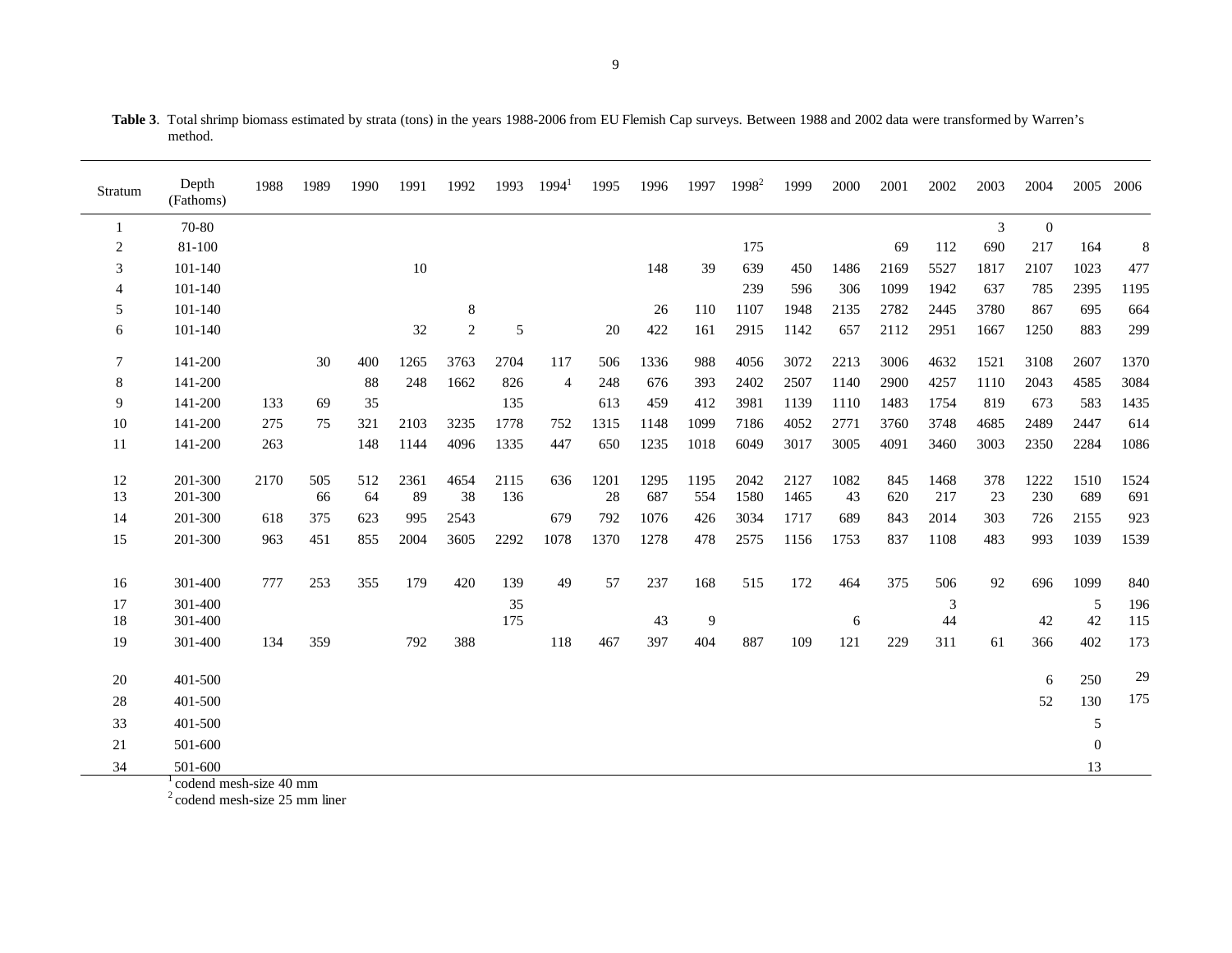**Table 3**. Total shrimp biomass estimated by strata (tons) in the years 1988-2006 from EU Flemish Cap surveys. Between 1988 and 2002 data were transformed by Warren's method.

| Stratum | Depth (Fathoms) | 1988 | 1989 | 1990 | 1991 | 1992 | 1993 | 1994[1] | 1995 | 1996 | 1997 | 1998[2] | 1999 | 2000 | 2001 | 2002 | 2003 | 2004 | 2005 | 2006 |
|---|---|---|---|---|---|---|---|---|---|---|---|---|---|---|---|---|---|---|---|---|
| 1 | 70-80 | | | | | | | | | | | | | | | | 3 | 0 | | |
| 2 | 81-100 | | | | | | | | | | | 175 | | | 69 | 112 | 690 | 217 | 164 | 8 |
| 3 | 101-140 | | | | 10 | | | | | 148 | 39 | 639 | 450 | 1486 | 2169 | 5527 | 1817 | 2107 | 1023 | 477 |
| 4 | 101-140 | | | | | | | | | | | 239 | 596 | 306 | 1099 | 1942 | 637 | 785 | 2395 | 1195 |
| 5 | 101-140 | | | | | 8 | | | | 26 | 110 | 1107 | 1948 | 2135 | 2782 | 2445 | 3780 | 867 | 695 | 664 |
| 6 | 101-140 | | | | 32 | 2 | 5 | | 20 | 422 | 161 | 2915 | 1142 | 657 | 2112 | 2951 | 1667 | 1250 | 883 | 299 |
| 7 | 141-200 | | 30 | 400 | 1265 | 3763 | 2704 | 117 | 506 | 1336 | 988 | 4056 | 3072 | 2213 | 3006 | 4632 | 1521 | 3108 | 2607 | 1370 |
| 8 | 141-200 | | | 88 | 248 | 1662 | 826 | 4 | 248 | 676 | 393 | 2402 | 2507 | 1140 | 2900 | 4257 | 1110 | 2043 | 4585 | 3084 |
| 9 | 141-200 | 133 | 69 | 35 | | | 135 | | 613 | 459 | 412 | 3981 | 1139 | 1110 | 1483 | 1754 | 819 | 673 | 583 | 1435 |
| 10 | 141-200 | 275 | 75 | 321 | 2103 | 3235 | 1778 | 752 | 1315 | 1148 | 1099 | 7186 | 4052 | 2771 | 3760 | 3748 | 4685 | 2489 | 2447 | 614 |
| 11 | 141-200 | 263 | | 148 | 1144 | 4096 | 1335 | 447 | 650 | 1235 | 1018 | 6049 | 3017 | 3005 | 4091 | 3460 | 3003 | 2350 | 2284 | 1086 |
| 12 | 201-300 | 2170 | 505 | 512 | 2361 | 4654 | 2115 | 636 | 1201 | 1295 | 1195 | 2042 | 2127 | 1082 | 845 | 1468 | 378 | 1222 | 1510 | 1524 |
| 13 | 201-300 | | 66 | 64 | 89 | 38 | 136 | | 28 | 687 | 554 | 1580 | 1465 | 43 | 620 | 217 | 23 | 230 | 689 | 691 |
| 14 | 201-300 | 618 | 375 | 623 | 995 | 2543 | | 679 | 792 | 1076 | 426 | 3034 | 1717 | 689 | 843 | 2014 | 303 | 726 | 2155 | 923 |
| 15 | 201-300 | 963 | 451 | 855 | 2004 | 3605 | 2292 | 1078 | 1370 | 1278 | 478 | 2575 | 1156 | 1753 | 837 | 1108 | 483 | 993 | 1039 | 1539 |
| 16 | 301-400 | 777 | 253 | 355 | 179 | 420 | 139 | 49 | 57 | 237 | 168 | 515 | 172 | 464 | 375 | 506 | 92 | 696 | 1099 | 840 |
| 17 | 301-400 | | | | | | 35 | | | | | | | | | 3 | | | 5 | 196 |
| 18 | 301-400 | | | | | | 175 | | | 43 | 9 | | | 6 | | 44 | | 42 | 42 | 115 |
| 19 | 301-400 | 134 | 359 | | 792 | 388 | | 118 | 467 | 397 | 404 | 887 | 109 | 121 | 229 | 311 | 61 | 366 | 402 | 173 |
| 20 | 401-500 | | | | | | | | | | | | | | | | | 6 | 250 | 29 |
| 28 | 401-500 | | | | | | | | | | | | | | | | | 52 | 130 | 175 |
| 33 | 401-500 | | | | | | | | | | | | | | | | | | 5 | |
| 21 | 501-600 | | | | | | | | | | | | | | | | | | 0 | |
| 34 | 501-600 | | | | | | | | | | | | | | | | | | 13 | |

[1] codend mesh-size 40 mm

[2] codend mesh-size 25 mm liner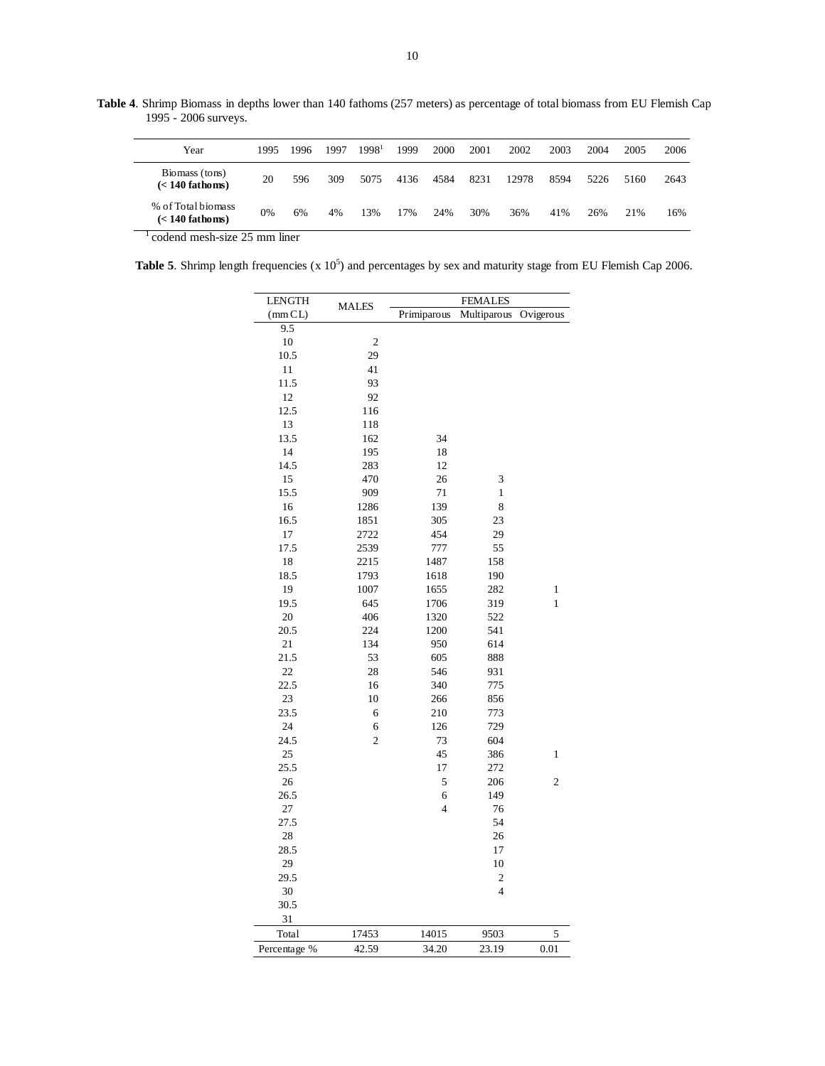**Table 4**. Shrimp Biomass in depths lower than 140 fathoms (257 meters) as percentage of total biomass from EU Flemish Cap 1995 - 2006 surveys.

| Year | 1995 | 1996 | 1997 | 1998[1] | 1999 | 2000 | 2001 | 2002 | 2003 | 2004 | 2005 | 2006 |
|---|---|---|---|---|---|---|---|---|---|---|---|---|
| Biomass (tons) **(< 140 fathoms)** | 20 | 596 | 309 | 5075 | 4136 | 4584 | 8231 | 12978 | 8594 | 5226 | 5160 | 2643 |
| % of Total biomass **(< 140 fathoms)** | 0% | 6% | 4% | 13% | 17% | 24% | 30% | 36% | 41% | 26% | 21% | 16% |

[1] codend mesh-size 25 mm liner

**Table 5**. Shrimp length frequencies (x $10^5$) and percentages by sex and maturity stage from EU Flemish Cap 2006.

| LENGTH (mm CL) | MALES | FEMALES | | |
|---|---|---|---|---|
| | | Primiparous | Multiparous | Ovigerous |
| 9.5 | | | | |
| 10 | 2 | | | |
| 10.5 | 29 | | | |
| 11 | 41 | | | |
| 11.5 | 93 | | | |
| 12 | 92 | | | |
| 12.5 | 116 | | | |
| 13 | 118 | | | |
| 13.5 | 162 | 34 | | |
| 14 | 195 | 18 | | |
| 14.5 | 283 | 12 | | |
| 15 | 470 | 26 | 3 | |
| 15.5 | 909 | 71 | 1 | |
| 16 | 1286 | 139 | 8 | |
| 16.5 | 1851 | 305 | 23 | |
| 17 | 2722 | 454 | 29 | |
| 17.5 | 2539 | 777 | 55 | |
| 18 | 2215 | 1487 | 158 | |
| 18.5 | 1793 | 1618 | 190 | |
| 19 | 1007 | 1655 | 282 | 1 |
| 19.5 | 645 | 1706 | 319 | 1 |
| 20 | 406 | 1320 | 522 | |
| 20.5 | 224 | 1200 | 541 | |
| 21 | 134 | 950 | 614 | |
| 21.5 | 53 | 605 | 888 | |
| 22 | 28 | 546 | 931 | |
| 22.5 | 16 | 340 | 775 | |
| 23 | 10 | 266 | 856 | |
| 23.5 | 6 | 210 | 773 | |
| 24 | 6 | 126 | 729 | |
| 24.5 | 2 | 73 | 604 | |
| 25 | | 45 | 386 | 1 |
| 25.5 | | 17 | 272 | |
| 26 | | 5 | 206 | 2 |
| 26.5 | | 6 | 149 | |
| 27 | | 4 | 76 | |
| 27.5 | | | 54 | |
| 28 | | | 26 | |
| 28.5 | | | 17 | |
| 29 | | | 10 | |
| 29.5 | | | 2 | |
| 30 | | | 4 | |
| 30.5 | | | | |
| 31 | | | | |
| Total | 17453 | 14015 | 9503 | 5 |
| Percentage % | 42.59 | 34.20 | 23.19 | 0.01 |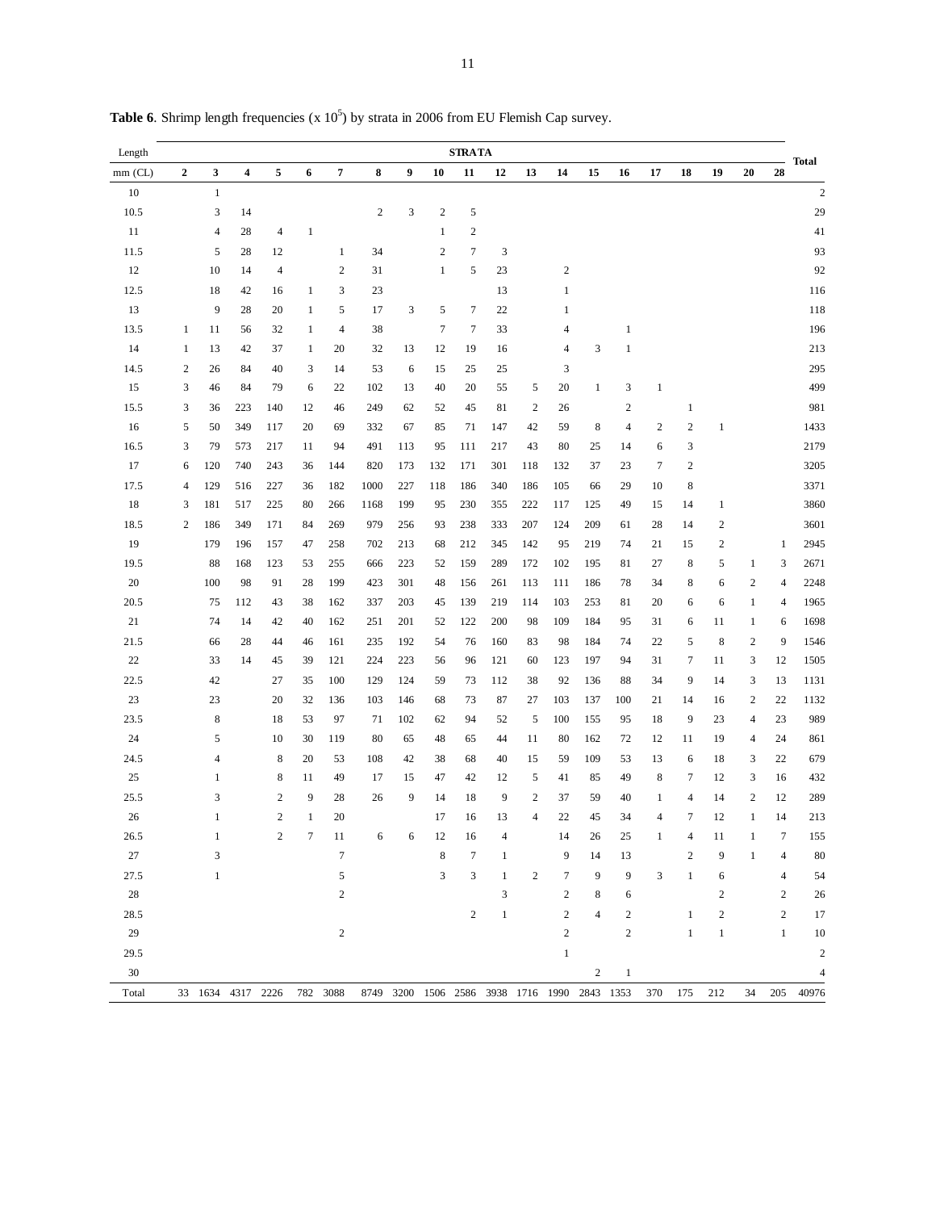**Table 6**. Shrimp length frequencies (x $10^5$) by strata in 2006 from EU Flemish Cap survey.

| Length | STRATA | | | | | | | | | | | | | | | | | | | | Total |
|---|---|---|---|---|---|---|---|---|---|---|---|---|---|---|---|---|---|---|---|---|---|
| mm (CL) | 2 | 3 | 4 | 5 | 6 | 7 | 8 | 9 | 10 | 11 | 12 | 13 | 14 | 15 | 16 | 17 | 18 | 19 | 20 | 28 | |
| 10 | | 1 | | | | | | | | | | | | | | | | | | | 2 |
| 10.5 | | 3 | 14 | | | | 2 | 3 | 2 | 5 | | | | | | | | | | | 29 |
| 11 | | 4 | 28 | 4 | 1 | | | | 1 | 2 | | | | | | | | | | | 41 |
| 11.5 | | 5 | 28 | 12 | | 1 | 34 | | 2 | 7 | 3 | | | | | | | | | | 93 |
| 12 | | 10 | 14 | 4 | | 2 | 31 | | 1 | 5 | 23 | | 2 | | | | | | | | 92 |
| 12.5 | | 18 | 42 | 16 | 1 | 3 | 23 | | | | 13 | | 1 | | | | | | | | 116 |
| 13 | | 9 | 28 | 20 | 1 | 5 | 17 | 3 | 5 | 7 | 22 | | 1 | | | | | | | | 118 |
| 13.5 | 1 | 11 | 56 | 32 | 1 | 4 | 38 | | 7 | 7 | 33 | | 4 | | 1 | | | | | | 196 |
| 14 | 1 | 13 | 42 | 37 | 1 | 20 | 32 | 13 | 12 | 19 | 16 | | 4 | 3 | 1 | | | | | | 213 |
| 14.5 | 2 | 26 | 84 | 40 | 3 | 14 | 53 | 6 | 15 | 25 | 25 | | 3 | | | | | | | | 295 |
| 15 | 3 | 46 | 84 | 79 | 6 | 22 | 102 | 13 | 40 | 20 | 55 | 5 | 20 | 1 | 3 | 1 | | | | | 499 |
| 15.5 | 3 | 36 | 223 | 140 | 12 | 46 | 249 | 62 | 52 | 45 | 81 | 2 | 26 | | 2 | | 1 | | | | 981 |
| 16 | 5 | 50 | 349 | 117 | 20 | 69 | 332 | 67 | 85 | 71 | 147 | 42 | 59 | 8 | 4 | 2 | 2 | 1 | | | 1433 |
| 16.5 | 3 | 79 | 573 | 217 | 11 | 94 | 491 | 113 | 95 | 111 | 217 | 43 | 80 | 25 | 14 | 6 | 3 | | | | 2179 |
| 17 | 6 | 120 | 740 | 243 | 36 | 144 | 820 | 173 | 132 | 171 | 301 | 118 | 132 | 37 | 23 | 7 | 2 | | | | 3205 |
| 17.5 | 4 | 129 | 516 | 227 | 36 | 182 | 1000 | 227 | 118 | 186 | 340 | 186 | 105 | 66 | 29 | 10 | 8 | | | | 3371 |
| 18 | 3 | 181 | 517 | 225 | 80 | 266 | 1168 | 199 | 95 | 230 | 355 | 222 | 117 | 125 | 49 | 15 | 14 | 1 | | | 3860 |
| 18.5 | 2 | 186 | 349 | 171 | 84 | 269 | 979 | 256 | 93 | 238 | 333 | 207 | 124 | 209 | 61 | 28 | 14 | 2 | | | 3601 |
| 19 | | 179 | 196 | 157 | 47 | 258 | 702 | 213 | 68 | 212 | 345 | 142 | 95 | 219 | 74 | 21 | 15 | 2 | | 1 | 2945 |
| 19.5 | | 88 | 168 | 123 | 53 | 255 | 666 | 223 | 52 | 159 | 289 | 172 | 102 | 195 | 81 | 27 | 8 | 5 | 1 | 3 | 2671 |
| 20 | | 100 | 98 | 91 | 28 | 199 | 423 | 301 | 48 | 156 | 261 | 113 | 111 | 186 | 78 | 34 | 8 | 6 | 2 | 4 | 2248 |
| 20.5 | | 75 | 112 | 43 | 38 | 162 | 337 | 203 | 45 | 139 | 219 | 114 | 103 | 253 | 81 | 20 | 6 | 6 | 1 | 4 | 1965 |
| 21 | | 74 | 14 | 42 | 40 | 162 | 251 | 201 | 52 | 122 | 200 | 98 | 109 | 184 | 95 | 31 | 6 | 11 | 1 | 6 | 1698 |
| 21.5 | | 66 | 28 | 44 | 46 | 161 | 235 | 192 | 54 | 76 | 160 | 83 | 98 | 184 | 74 | 22 | 5 | 8 | 2 | 9 | 1546 |
| 22 | | 33 | 14 | 45 | 39 | 121 | 224 | 223 | 56 | 96 | 121 | 60 | 123 | 197 | 94 | 31 | 7 | 11 | 3 | 12 | 1505 |
| 22.5 | | 42 | | 27 | 35 | 100 | 129 | 124 | 59 | 73 | 112 | 38 | 92 | 136 | 88 | 34 | 9 | 14 | 3 | 13 | 1131 |
| 23 | | 23 | | 20 | 32 | 136 | 103 | 146 | 68 | 73 | 87 | 27 | 103 | 137 | 100 | 21 | 14 | 16 | 2 | 22 | 1132 |
| 23.5 | | 8 | | 18 | 53 | 97 | 71 | 102 | 62 | 94 | 52 | 5 | 100 | 155 | 95 | 18 | 9 | 23 | 4 | 23 | 989 |
| 24 | | 5 | | 10 | 30 | 119 | 80 | 65 | 48 | 65 | 44 | 11 | 80 | 162 | 72 | 12 | 11 | 19 | 4 | 24 | 861 |
| 24.5 | | 4 | | 8 | 20 | 53 | 108 | 42 | 38 | 68 | 40 | 15 | 59 | 109 | 53 | 13 | 6 | 18 | 3 | 22 | 679 |
| 25 | | 1 | | 8 | 11 | 49 | 17 | 15 | 47 | 42 | 12 | 5 | 41 | 85 | 49 | 8 | 7 | 12 | 3 | 16 | 432 |
| 25.5 | | 3 | | 2 | 9 | 28 | 26 | 9 | 14 | 18 | 9 | 2 | 37 | 59 | 40 | 1 | 4 | 14 | 2 | 12 | 289 |
| 26 | | 1 | | 2 | 1 | 20 | | | 17 | 16 | 13 | 4 | 22 | 45 | 34 | 4 | 7 | 12 | 1 | 14 | 213 |
| 26.5 | | 1 | | 2 | 7 | 11 | 6 | 6 | 12 | 16 | 4 | | 14 | 26 | 25 | 1 | 4 | 11 | 1 | 7 | 155 |
| 27 | | 3 | | | | 7 | | | 8 | 7 | 1 | | 9 | 14 | 13 | | 2 | 9 | 1 | 4 | 80 |
| 27.5 | | 1 | | | | 5 | | | 3 | 3 | 1 | 2 | 7 | 9 | 9 | 3 | 1 | 6 | | 4 | 54 |
| 28 | | | | | | 2 | | | | | 3 | | 2 | 8 | 6 | | | 2 | | 2 | 26 |
| 28.5 | | | | | | | | | | 2 | 1 | | 2 | 4 | 2 | | 1 | 2 | | 2 | 17 |
| 29 | | | | | | 2 | | | | | | | 2 | | 2 | | 1 | 1 | | 1 | 10 |
| 29.5 | | | | | | | | | | | | | 1 | | | | | | | | 2 |
| 30 | | | | | | | | | | | | | | 2 | 1 | | | | | | 4 |
| Total | 33 | 1634 | 4317 | 2226 | 782 | 3088 | 8749 | 3200 | 1506 | 2586 | 3938 | 1716 | 1990 | 2843 | 1353 | 370 | 175 | 212 | 34 | 205 | 40976 |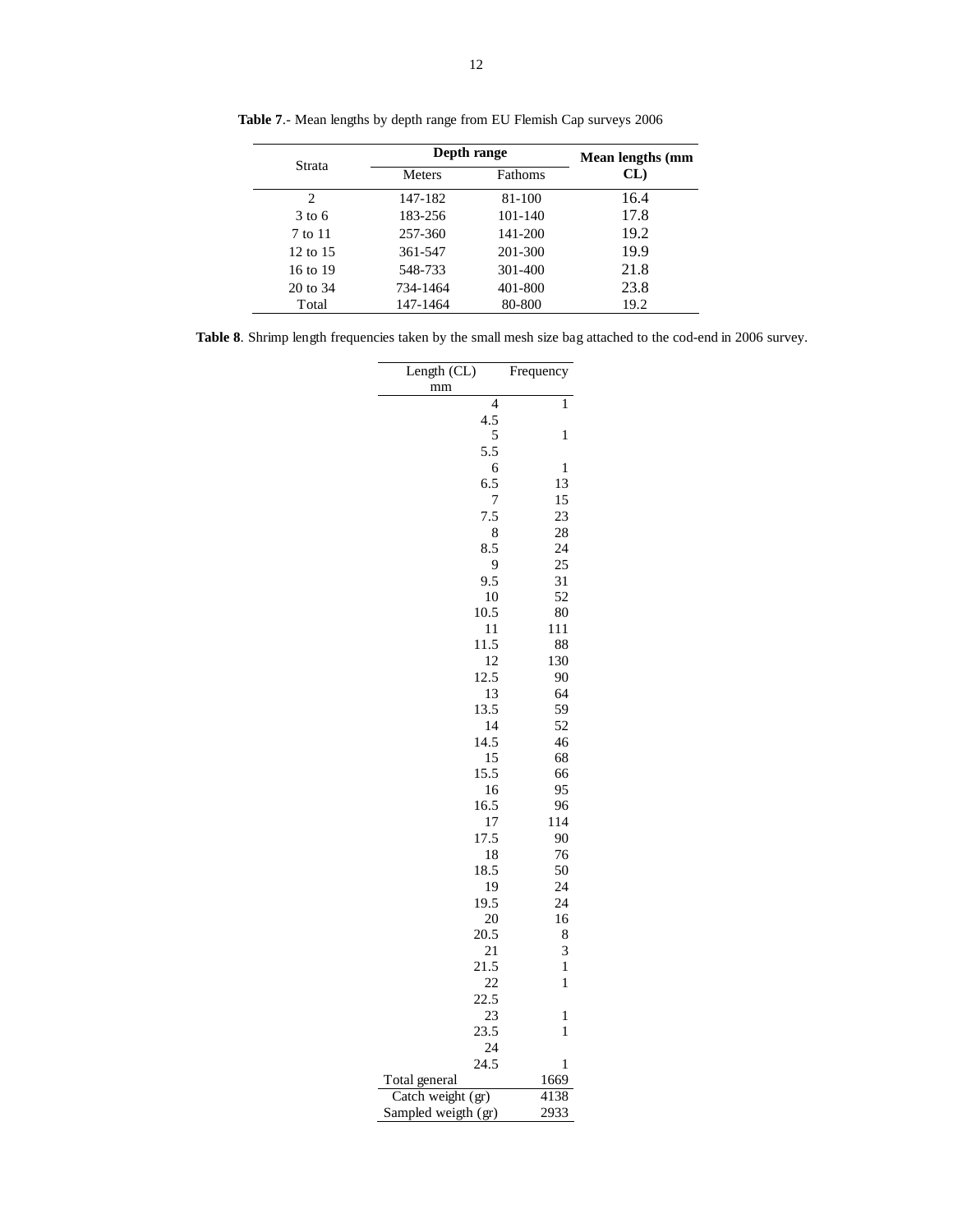**Table 7**.- Mean lengths by depth range from EU Flemish Cap surveys 2006

| Strata | Depth range | | Mean lengths (mm CL) |
|---|---|---|---|
| | Meters | Fathoms | |
| 2 | 147-182 | 81-100 | 16.4 |
| 3 to 6 | 183-256 | 101-140 | 17.8 |
| 7 to 11 | 257-360 | 141-200 | 19.2 |
| 12 to 15 | 361-547 | 201-300 | 19.9 |
| 16 to 19 | 548-733 | 301-400 | 21.8 |
| 20 to 34 | 734-1464 | 401-800 | 23.8 |
| Total | 147-1464 | 80-800 | 19.2 |

**Table 8**. Shrimp length frequencies taken by the small mesh size bag attached to the cod-end in 2006 survey.

| Length (CL) mm | Frequency |
|---|---|
| 4 | 1 |
| 4.5 | |
| 5 | 1 |
| 5.5 | |
| 6 | 1 |
| 6.5 | 13 |
| 7 | 15 |
| 7.5 | 23 |
| 8 | 28 |
| 8.5 | 24 |
| 9 | 25 |
| 9.5 | 31 |
| 10 | 52 |
| 10.5 | 80 |
| 11 | 111 |
| 11.5 | 88 |
| 12 | 130 |
| 12.5 | 90 |
| 13 | 64 |
| 13.5 | 59 |
| 14 | 52 |
| 14.5 | 46 |
| 15 | 68 |
| 15.5 | 66 |
| 16 | 95 |
| 16.5 | 96 |
| 17 | 114 |
| 17.5 | 90 |
| 18 | 76 |
| 18.5 | 50 |
| 19 | 24 |
| 19.5 | 24 |
| 20 | 16 |
| 20.5 | 8 |
| 21 | 3 |
| 21.5 | 1 |
| 22 | 1 |
| 22.5 | |
| 23 | 1 |
| 23.5 | 1 |
| 24 | |
| 24.5 | 1 |
| Total general | 1669 |
| Catch weight (gr) | 4138 |
| Sampled weigth (gr) | 2933 |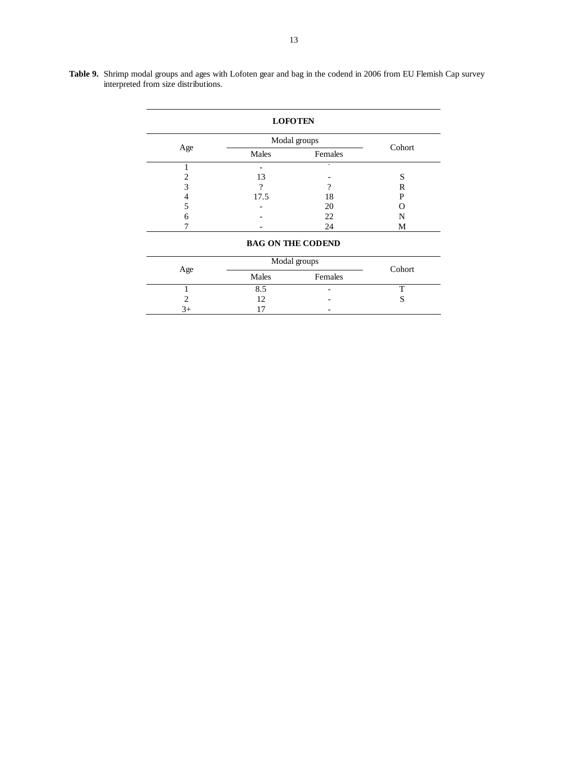**Table 9.** Shrimp modal groups and ages with Lofoten gear and bag in the codend in 2006 from EU Flemish Cap survey interpreted from size distributions.

**LOFOTEN**

| Age | Modal groups | | Cohort |
|---|---|---|---|
| | Males | Females | |
| 1 | - | - | |
| 2 | 13 | - | S |
| 3 | ? | ? | R |
| 4 | 17.5 | 18 | P |
| 5 | - | 20 | O |
| 6 | - | 22 | N |
| 7 | - | 24 | M |

**BAG ON THE CODEND**

| Age | Modal groups | | Cohort |
|---|---|---|---|
| | Males | Females | |
| 1 | 8.5 | - | T |
| 2 | 12 | - | S |
| 3+ | 17 | - | |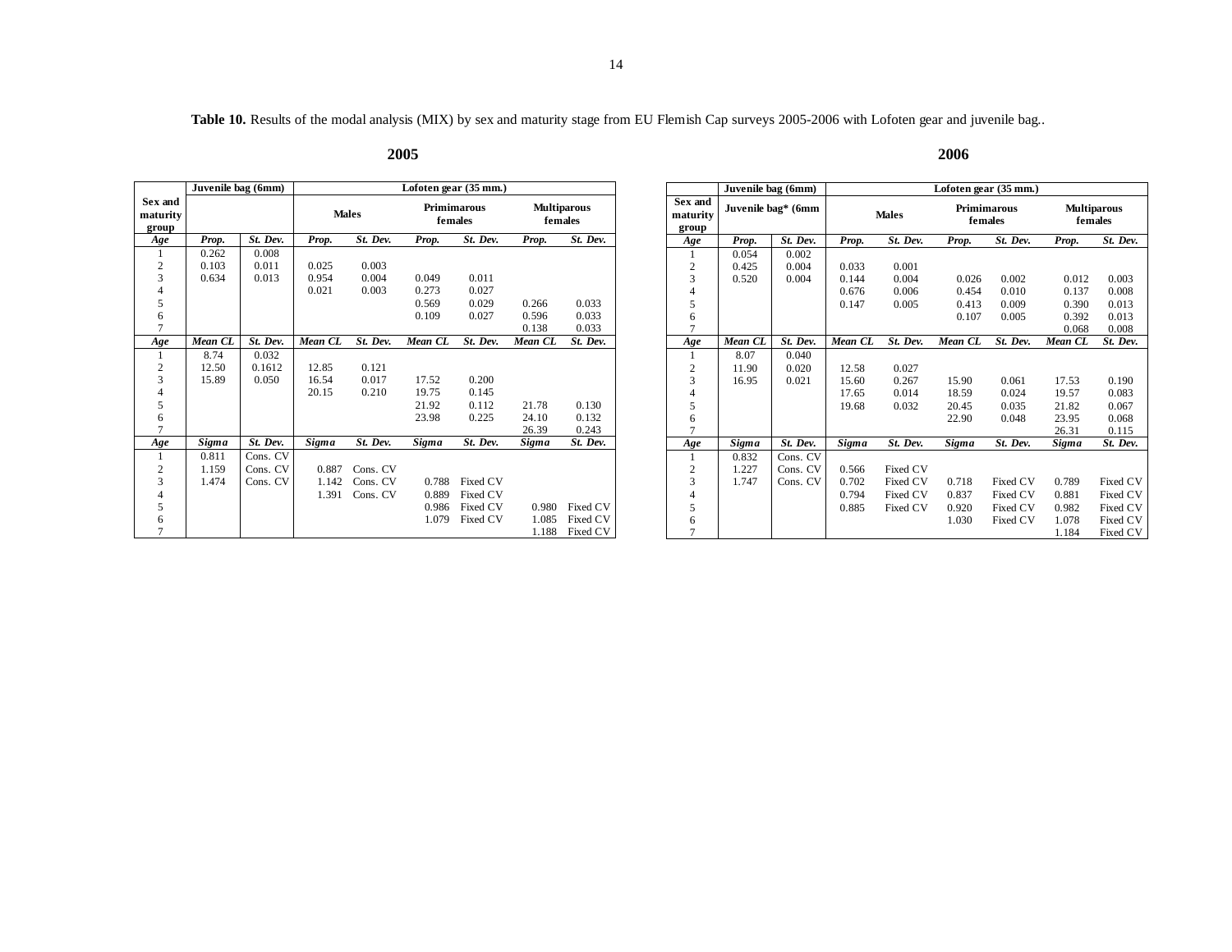**Table 10.** Results of the modal analysis (MIX) by sex and maturity stage from EU Flemish Cap surveys 2005-2006 with Lofoten gear and juvenile bag..

**2005**

| Sex and maturity group | Juvenile bag (6mm) | | Lofoten gear (35 mm.) | | | | | |
|---|---|---|---|---|---|---|---|---|
| | | | Males | | Primimarous females | | Multiparous females | |
| *Age* | *Prop.* | *St. Dev.* | *Prop.* | *St. Dev.* | *Prop.* | *St. Dev.* | *Prop.* | *St. Dev.* |
| 1 | 0.262 | 0.008 | | | | | | |
| 2 | 0.103 | 0.011 | 0.025 | 0.003 | | | | |
| 3 | 0.634 | 0.013 | 0.954 | 0.004 | 0.049 | 0.011 | | |
| 4 | | | 0.021 | 0.003 | 0.273 | 0.027 | | |
| 5 | | | | | 0.569 | 0.029 | 0.266 | 0.033 |
| 6 | | | | | 0.109 | 0.027 | 0.596 | 0.033 |
| 7 | | | | | | | 0.138 | 0.033 |
| *Age* | *Mean CL* | *St. Dev.* | *Mean CL* | *St. Dev.* | *Mean CL* | *St. Dev.* | *Mean CL* | *St. Dev.* |
| 1 | 8.74 | 0.032 | | | | | | |
| 2 | 12.50 | 0.1612 | 12.85 | 0.121 | | | | |
| 3 | 15.89 | 0.050 | 16.54 | 0.017 | 17.52 | 0.200 | | |
| 4 | | | 20.15 | 0.210 | 19.75 | 0.145 | | |
| 5 | | | | | 21.92 | 0.112 | 21.78 | 0.130 |
| 6 | | | | | 23.98 | 0.225 | 24.10 | 0.132 |
| 7 | | | | | | | 26.39 | 0.243 |
| *Age* | *Sigma* | *St. Dev.* | *Sigma* | *St. Dev.* | *Sigma* | *St. Dev.* | *Sigma* | *St. Dev.* |
| 1 | 0.811 | Cons. CV | | | | | | |
| 2 | 1.159 | Cons. CV | 0.887 | Cons. CV | | | | |
| 3 | 1.474 | Cons. CV | 1.142 | Cons. CV | 0.788 | Fixed CV | | |
| 4 | | | 1.391 | Cons. CV | 0.889 | Fixed CV | | |
| 5 | | | | | 0.986 | Fixed CV | 0.980 | Fixed CV |
| 6 | | | | | 1.079 | Fixed CV | 1.085 | Fixed CV |
| 7 | | | | | | | 1.188 | Fixed CV |

**2006**

| Sex and maturity group | Juvenile bag (6mm) | | Lofoten gear (35 mm.) | | | | | |
|---|---|---|---|---|---|---|---|---|
| | Juvenile bag* (6mm | | Males | | Primimarous females | | Multiparous females | |
| *Age* | *Prop.* | *St. Dev.* | *Prop.* | *St. Dev.* | *Prop.* | *St. Dev.* | *Prop.* | *St. Dev.* |
| 1 | 0.054 | 0.002 | | | | | | |
| 2 | 0.425 | 0.004 | 0.033 | 0.001 | | | | |
| 3 | 0.520 | 0.004 | 0.144 | 0.004 | 0.026 | 0.002 | 0.012 | 0.003 |
| 4 | | | 0.676 | 0.006 | 0.454 | 0.010 | 0.137 | 0.008 |
| 5 | | | 0.147 | 0.005 | 0.413 | 0.009 | 0.390 | 0.013 |
| 6 | | | | | 0.107 | 0.005 | 0.392 | 0.013 |
| 7 | | | | | | | 0.068 | 0.008 |
| *Age* | *Mean CL* | *St. Dev.* | *Mean CL* | *St. Dev.* | *Mean CL* | *St. Dev.* | *Mean CL* | *St. Dev.* |
| 1 | 8.07 | 0.040 | | | | | | |
| 2 | 11.90 | 0.020 | 12.58 | 0.027 | | | | |
| 3 | 16.95 | 0.021 | 15.60 | 0.267 | 15.90 | 0.061 | 17.53 | 0.190 |
| 4 | | | 17.65 | 0.014 | 18.59 | 0.024 | 19.57 | 0.083 |
| 5 | | | 19.68 | 0.032 | 20.45 | 0.035 | 21.82 | 0.067 |
| 6 | | | | | 22.90 | 0.048 | 23.95 | 0.068 |
| 7 | | | | | | | 26.31 | 0.115 |
| *Age* | *Sigma* | *St. Dev.* | *Sigma* | *St. Dev.* | *Sigma* | *St. Dev.* | *Sigma* | *St. Dev.* |
| 1 | 0.832 | Cons. CV | | | | | | |
| 2 | 1.227 | Cons. CV | 0.566 | Fixed CV | | | | |
| 3 | 1.747 | Cons. CV | 0.702 | Fixed CV | 0.718 | Fixed CV | 0.789 | Fixed CV |
| 4 | | | 0.794 | Fixed CV | 0.837 | Fixed CV | 0.881 | Fixed CV |
| 5 | | | 0.885 | Fixed CV | 0.920 | Fixed CV | 0.982 | Fixed CV |
| 6 | | | | | 1.030 | Fixed CV | 1.078 | Fixed CV |
| 7 | | | | | | | 1.184 | Fixed CV |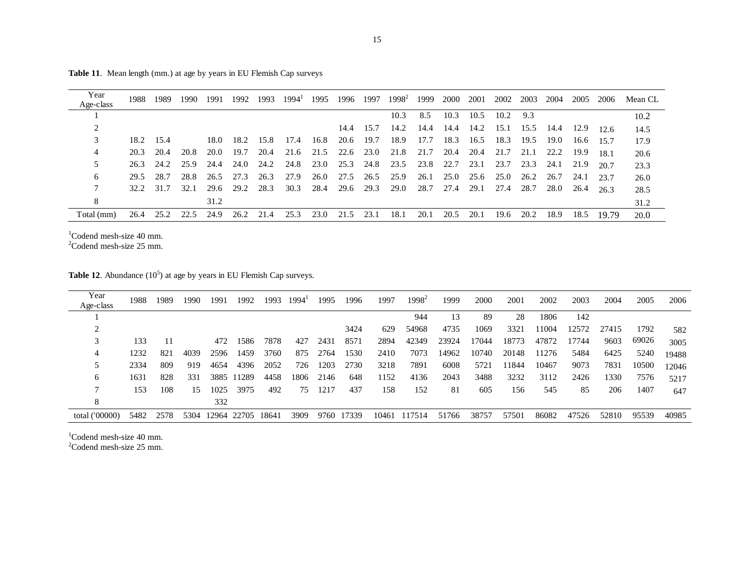**Table 11**. Mean length (mm.) at age by years in EU Flemish Cap surveys

| Year / Age-class | 1988 | 1989 | 1990 | 1991 | 1992 | 1993 | 1994[1] | 1995 | 1996 | 1997 | 1998[2] | 1999 | 2000 | 2001 | 2002 | 2003 | 2004 | 2005 | 2006 | Mean CL |
|---|---|---|---|---|---|---|---|---|---|---|---|---|---|---|---|---|---|---|---|---|
| 1 | | | | | | | | | | | 10.3 | 8.5 | 10.3 | 10.5 | 10.2 | 9.3 | | | | 10.2 |
| 2 | | | | | | | | | 14.4 | 15.7 | 14.2 | 14.4 | 14.4 | 14.2 | 15.1 | 15.5 | 14.4 | 12.9 | 12.6 | 14.5 |
| 3 | 18.2 | 15.4 | | 18.0 | 18.2 | 15.8 | 17.4 | 16.8 | 20.6 | 19.7 | 18.9 | 17.7 | 18.3 | 16.5 | 18.3 | 19.5 | 19.0 | 16.6 | 15.7 | 17.9 |
| 4 | 20.3 | 20.4 | 20.8 | 20.0 | 19.7 | 20.4 | 21.6 | 21.5 | 22.6 | 23.0 | 21.8 | 21.7 | 20.4 | 20.4 | 21.7 | 21.1 | 22.2 | 19.9 | 18.1 | 20.6 |
| 5 | 26.3 | 24.2 | 25.9 | 24.4 | 24.0 | 24.2 | 24.8 | 23.0 | 25.3 | 24.8 | 23.5 | 23.8 | 22.7 | 23.1 | 23.7 | 23.3 | 24.1 | 21.9 | 20.7 | 23.3 |
| 6 | 29.5 | 28.7 | 28.8 | 26.5 | 27.3 | 26.3 | 27.9 | 26.0 | 27.5 | 26.5 | 25.9 | 26.1 | 25.0 | 25.6 | 25.0 | 26.2 | 26.7 | 24.1 | 23.7 | 26.0 |
| 7 | 32.2 | 31.7 | 32.1 | 29.6 | 29.2 | 28.3 | 30.3 | 28.4 | 29.6 | 29.3 | 29.0 | 28.7 | 27.4 | 29.1 | 27.4 | 28.7 | 28.0 | 26.4 | 26.3 | 28.5 |
| 8 | | | | 31.2 | | | | | | | | | | | | | | | | 31.2 |
| Total (mm) | 26.4 | 25.2 | 22.5 | 24.9 | 26.2 | 21.4 | 25.3 | 23.0 | 21.5 | 23.1 | 18.1 | 20.1 | 20.5 | 20.1 | 19.6 | 20.2 | 18.9 | 18.5 | 19.79 | 20.0 |

[1]Codend mesh-size 40 mm.
[2]Codend mesh-size 25 mm.

**Table 12**. Abundance ($10^5$) at age by years in EU Flemish Cap surveys.

| Year / Age-class | 1988 | 1989 | 1990 | 1991 | 1992 | 1993 | 1994[1] | 1995 | 1996 | 1997 | 1998[2] | 1999 | 2000 | 2001 | 2002 | 2003 | 2004 | 2005 | 2006 |
|---|---|---|---|---|---|---|---|---|---|---|---|---|---|---|---|---|---|---|---|
| 1 | | | | | | | | | | | 944 | 13 | 89 | 28 | 1806 | 142 | | | |
| 2 | | | | | | | | | 3424 | 629 | 54968 | 4735 | 1069 | 3321 | 11004 | 12572 | 27415 | 1792 | 582 |
| 3 | 133 | 11 | | 472 | 1586 | 7878 | 427 | 2431 | 8571 | 2894 | 42349 | 23924 | 17044 | 18773 | 47872 | 17744 | 9603 | 69026 | 3005 |
| 4 | 1232 | 821 | 4039 | 2596 | 1459 | 3760 | 875 | 2764 | 1530 | 2410 | 7073 | 14962 | 10740 | 20148 | 11276 | 5484 | 6425 | 5240 | 19488 |
| 5 | 2334 | 809 | 919 | 4654 | 4396 | 2052 | 726 | 1203 | 2730 | 3218 | 7891 | 6008 | 5721 | 11844 | 10467 | 9073 | 7831 | 10500 | 12046 |
| 6 | 1631 | 828 | 331 | 3885 | 11289 | 4458 | 1806 | 2146 | 648 | 1152 | 4136 | 2043 | 3488 | 3232 | 3112 | 2426 | 1330 | 7576 | 5217 |
| 7 | 153 | 108 | 15 | 1025 | 3975 | 492 | 75 | 1217 | 437 | 158 | 152 | 81 | 605 | 156 | 545 | 85 | 206 | 1407 | 647 |
| 8 | | | | 332 | | | | | | | | | | | | | | | |
| total ('00000) | 5482 | 2578 | 5304 | 12964 | 22705 | 18641 | 3909 | 9760 | 17339 | 10461 | 117514 | 51766 | 38757 | 57501 | 86082 | 47526 | 52810 | 95539 | 40985 |

[1]Codend mesh-size 40 mm.
[2]Codend mesh-size 25 mm.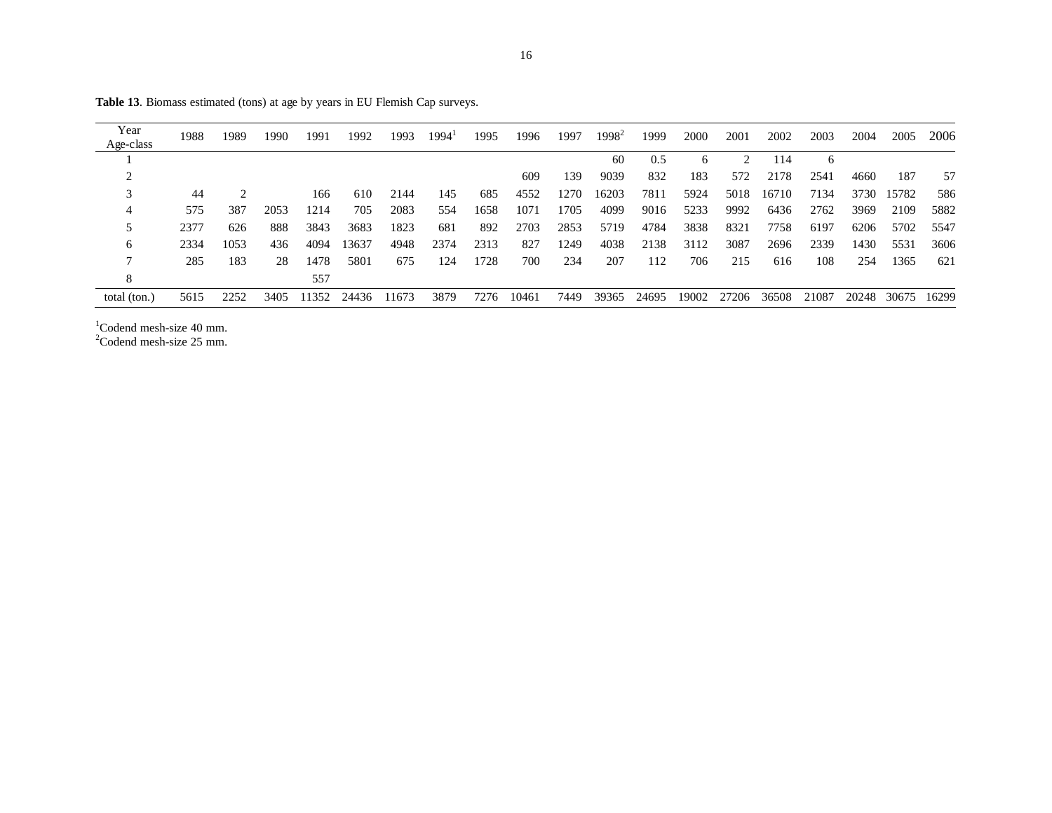**Table 13**. Biomass estimated (tons) at age by years in EU Flemish Cap surveys.

| Year / Age-class | 1988 | 1989 | 1990 | 1991 | 1992 | 1993 | 1994[1] | 1995 | 1996 | 1997 | 1998[2] | 1999 | 2000 | 2001 | 2002 | 2003 | 2004 | 2005 | 2006 |
|---|---|---|---|---|---|---|---|---|---|---|---|---|---|---|---|---|---|---|---|
| 1 | | | | | | | | | | | 60 | 0.5 | 6 | 2 | 114 | 6 | | | |
| 2 | | | | | | | | | 609 | 139 | 9039 | 832 | 183 | 572 | 2178 | 2541 | 4660 | 187 | 57 |
| 3 | 44 | 2 | | 166 | 610 | 2144 | 145 | 685 | 4552 | 1270 | 16203 | 7811 | 5924 | 5018 | 16710 | 7134 | 3730 | 15782 | 586 |
| 4 | 575 | 387 | 2053 | 1214 | 705 | 2083 | 554 | 1658 | 1071 | 1705 | 4099 | 9016 | 5233 | 9992 | 6436 | 2762 | 3969 | 2109 | 5882 |
| 5 | 2377 | 626 | 888 | 3843 | 3683 | 1823 | 681 | 892 | 2703 | 2853 | 5719 | 4784 | 3838 | 8321 | 7758 | 6197 | 6206 | 5702 | 5547 |
| 6 | 2334 | 1053 | 436 | 4094 | 13637 | 4948 | 2374 | 2313 | 827 | 1249 | 4038 | 2138 | 3112 | 3087 | 2696 | 2339 | 1430 | 5531 | 3606 |
| 7 | 285 | 183 | 28 | 1478 | 5801 | 675 | 124 | 1728 | 700 | 234 | 207 | 112 | 706 | 215 | 616 | 108 | 254 | 1365 | 621 |
| 8 | | | | 557 | | | | | | | | | | | | | | | |
| total (ton.) | 5615 | 2252 | 3405 | 11352 | 24436 | 11673 | 3879 | 7276 | 10461 | 7449 | 39365 | 24695 | 19002 | 27206 | 36508 | 21087 | 20248 | 30675 | 16299 |

[1]Codend mesh-size 40 mm.
[2]Codend mesh-size 25 mm.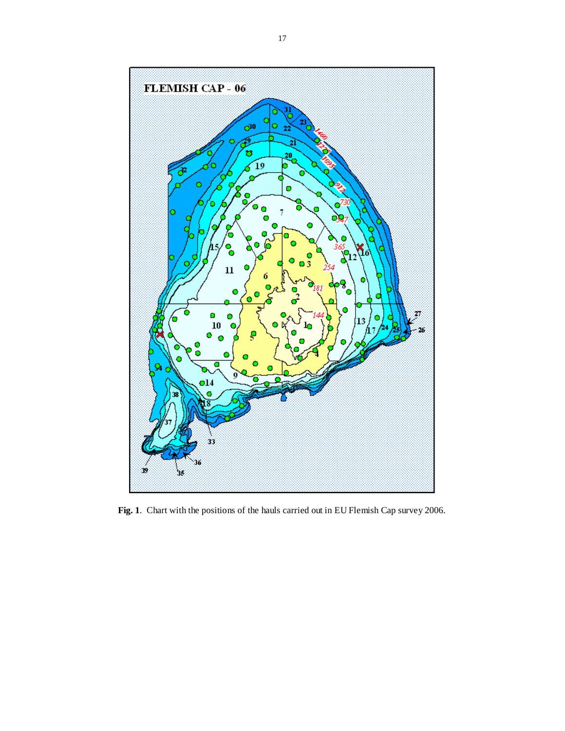**Fig. 1**. Chart with the positions of the hauls carried out in EU Flemish Cap survey 2006.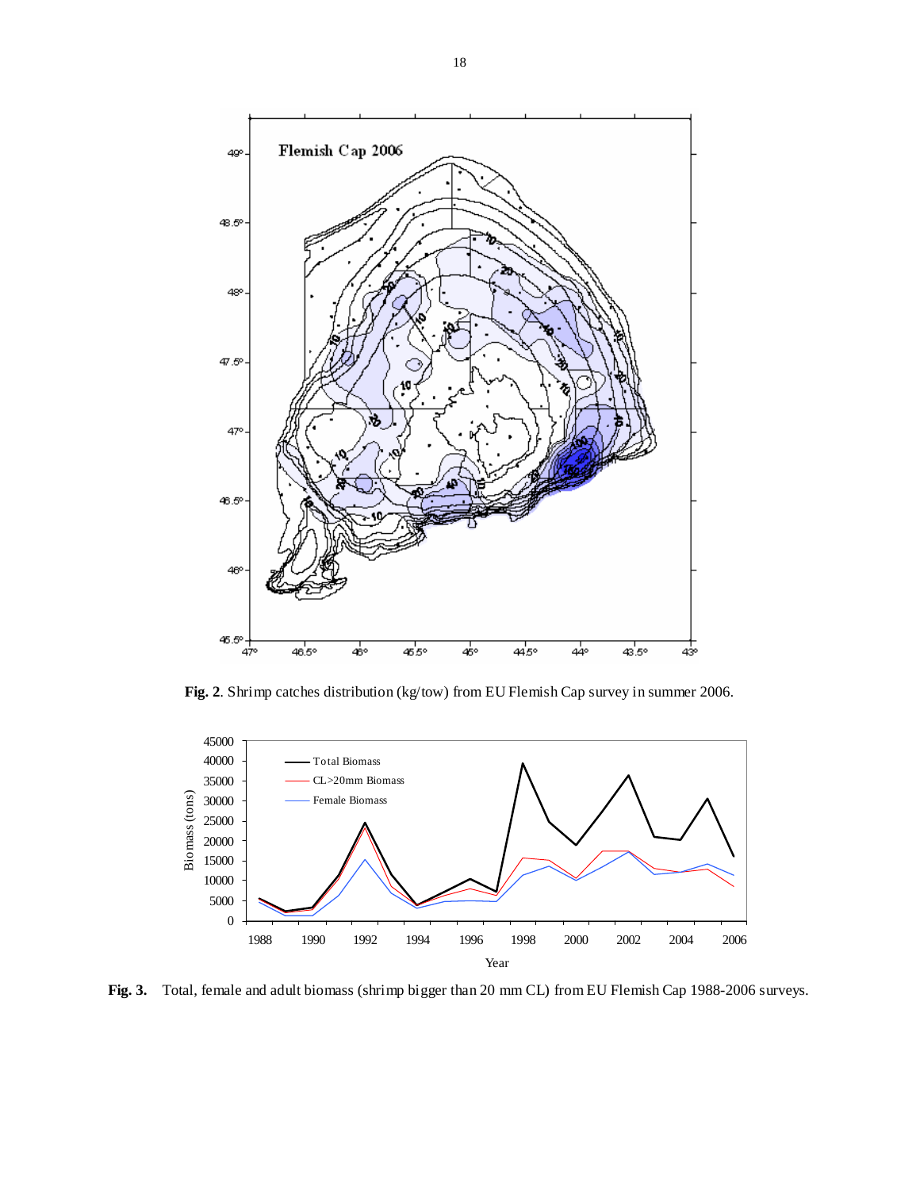**Fig. 2**. Shrimp catches distribution (kg/tow) from EU Flemish Cap survey in summer 2006.

**Fig. 3.** Total, female and adult biomass (shrimp bigger than 20 mm CL) from EU Flemish Cap 1988-2006 surveys.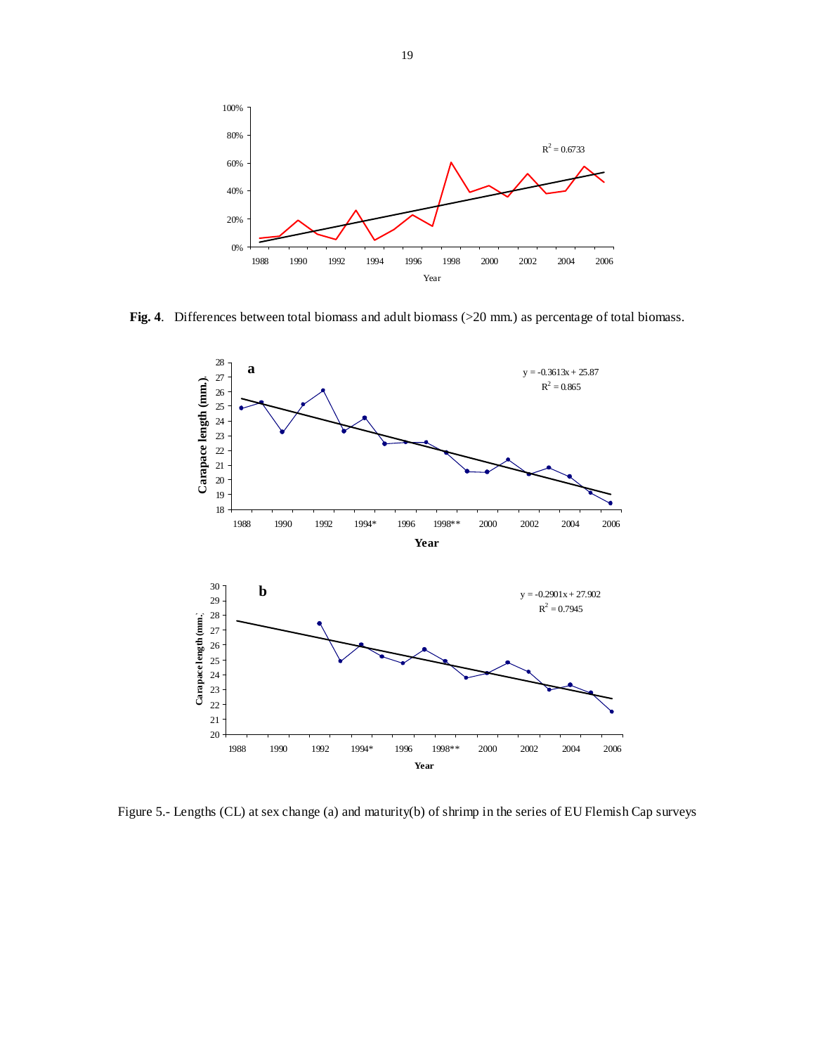**Fig. 4**. Differences between total biomass and adult biomass (>20 mm.) as percentage of total biomass.

Figure 5.- Lengths (CL) at sex change (a) and maturity(b) of shrimp in the series of EU Flemish Cap surveys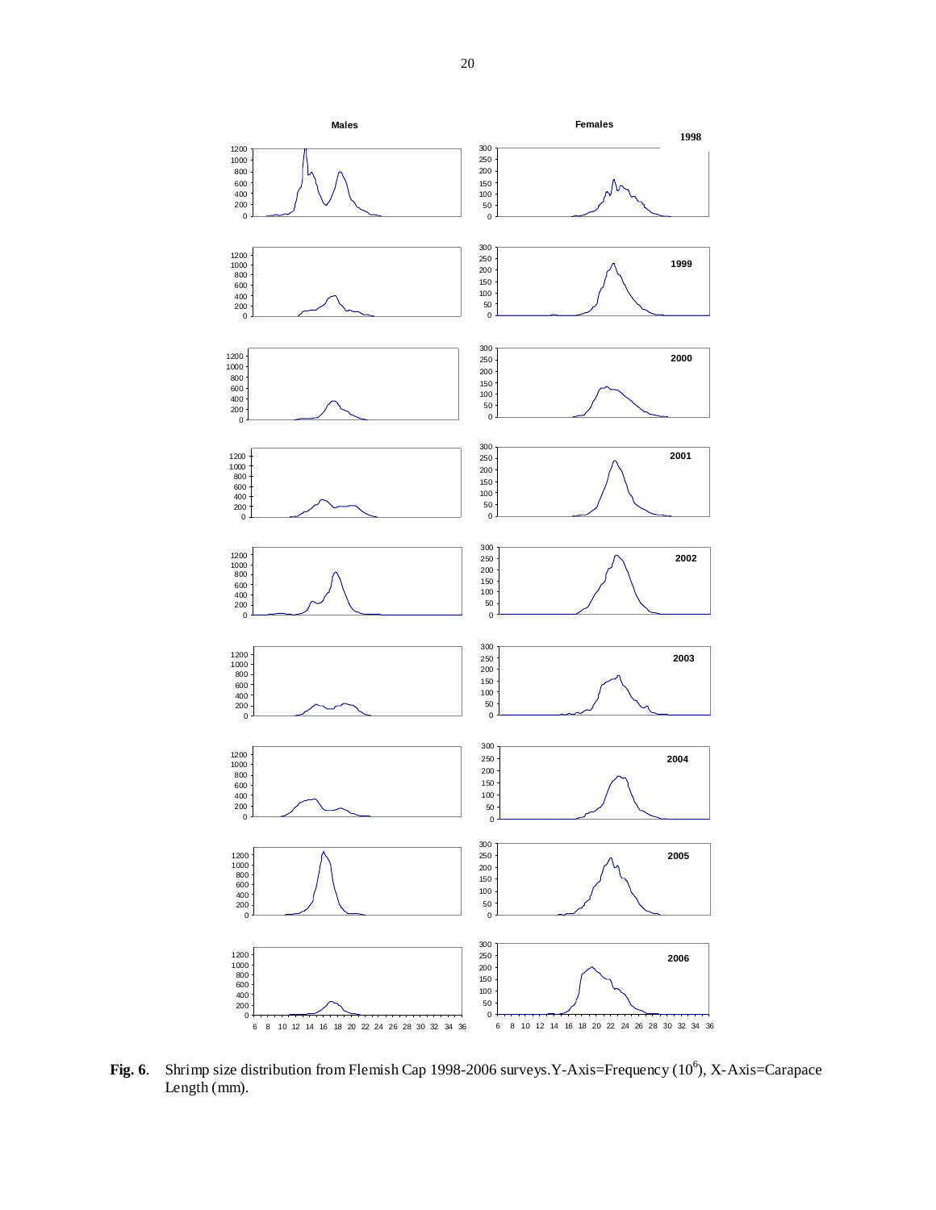**Fig. 6**. Shrimp size distribution from Flemish Cap 1998-2006 surveys. Y-Axis=Frequency ($10^6$), X-Axis=Carapace Length (mm).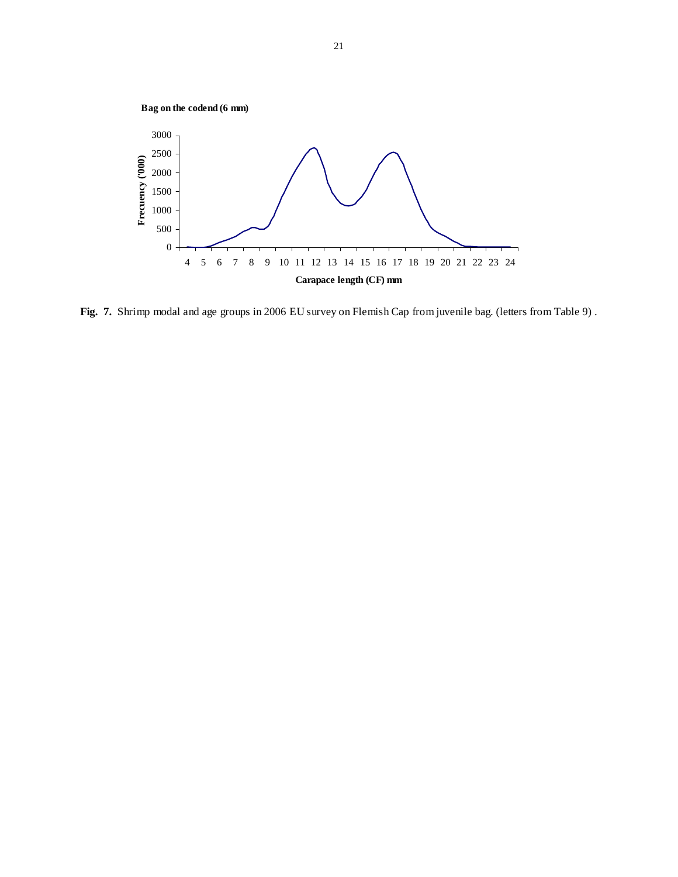**Bag on the codend (6 mm)**

**Fig. 7.** Shrimp modal and age groups in 2006 EU survey on Flemish Cap from juvenile bag. (letters from Table 9) .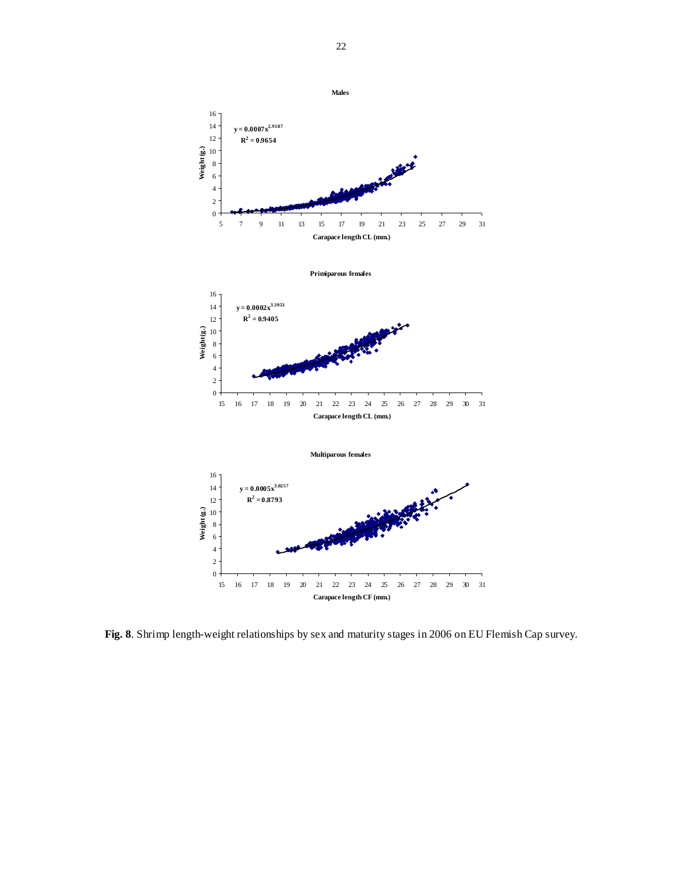**Fig. 8**. Shrimp length-weight relationships by sex and maturity stages in 2006 on EU Flemish Cap survey.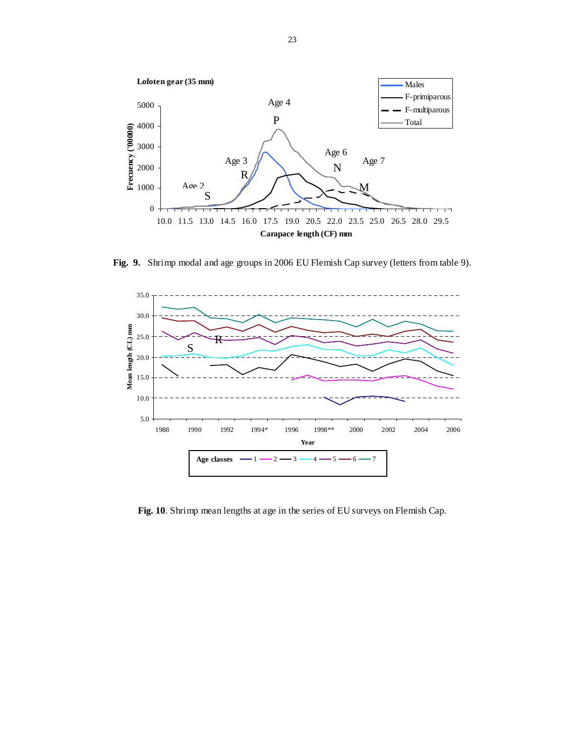**Fig. 9.** Shrimp modal and age groups in 2006 EU Flemish Cap survey (letters from table 9).

**Fig. 10**. Shrimp mean lengths at age in the series of EU surveys on Flemish Cap.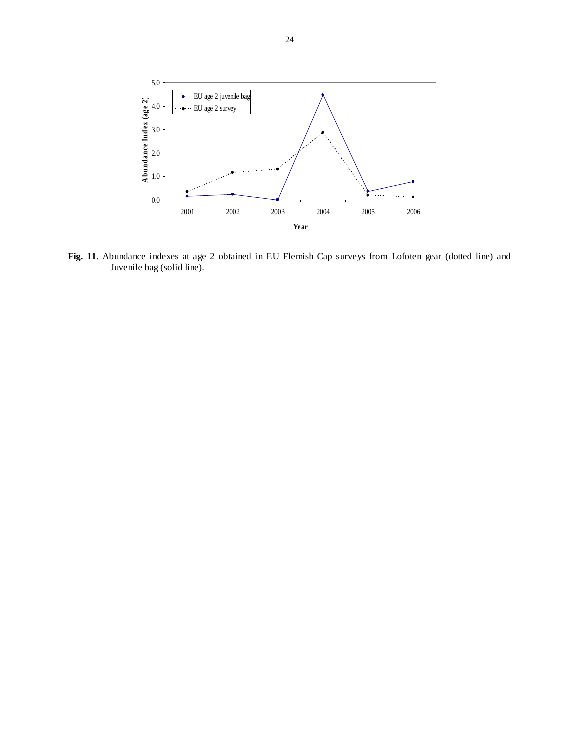5.0
4.0
3.0
2.0
1.0
0.0

Abundance Index (age 2)

EU age 2 juvenile bag
EU age 2 survey

2001 2002 2003 2004 2005 2006

Year

**Fig. 11**. Abundance indexes at age 2 obtained in EU Flemish Cap surveys from Lofoten gear (dotted line) and Juvenile bag (solid line).